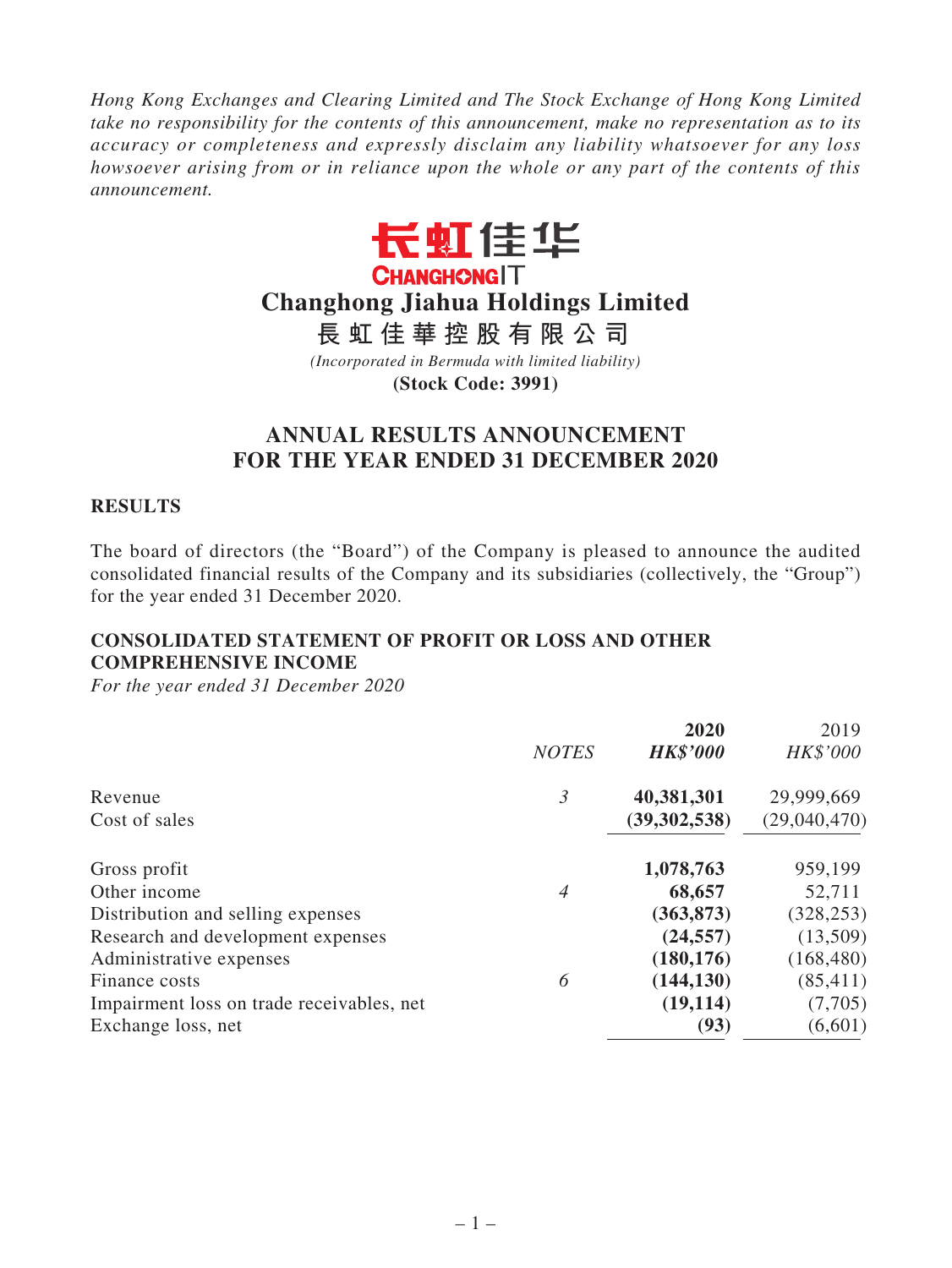*Hong Kong Exchanges and Clearing Limited and The Stock Exchange of Hong Kong Limited take no responsibility for the contents of this announcement, make no representation as to its accuracy or completeness and expressly disclaim any liability whatsoever for any loss howsoever arising from or in reliance upon the whole or any part of the contents of this announcement.*

长虹佳华
CHANGHONGIT

# Changhong Jiahua Holdings Limited

# 長虹佳華控股有限公司

*(Incorporated in Bermuda with limited liability)*

**(Stock Code: 3991)**

## ANNUAL RESULTS ANNOUNCEMENT FOR THE YEAR ENDED 31 DECEMBER 2020

### RESULTS

The board of directors (the "Board") of the Company is pleased to announce the audited consolidated financial results of the Company and its subsidiaries (collectively, the "Group") for the year ended 31 December 2020.

### CONSOLIDATED STATEMENT OF PROFIT OR LOSS AND OTHER COMPREHENSIVE INCOME

*For the year ended 31 December 2020*

| | *NOTES* | **2020** *HK$'000* | 2019 *HK$'000* |
|---|---|---|---|
| Revenue | *3* | **40,381,301** | 29,999,669 |
| Cost of sales | | **(39,302,538)** | (29,040,470) |
| Gross profit | | **1,078,763** | 959,199 |
| Other income | *4* | **68,657** | 52,711 |
| Distribution and selling expenses | | **(363,873)** | (328,253) |
| Research and development expenses | | **(24,557)** | (13,509) |
| Administrative expenses | | **(180,176)** | (168,480) |
| Finance costs | *6* | **(144,130)** | (85,411) |
| Impairment loss on trade receivables, net | | **(19,114)** | (7,705) |
| Exchange loss, net | | **(93)** | (6,601) |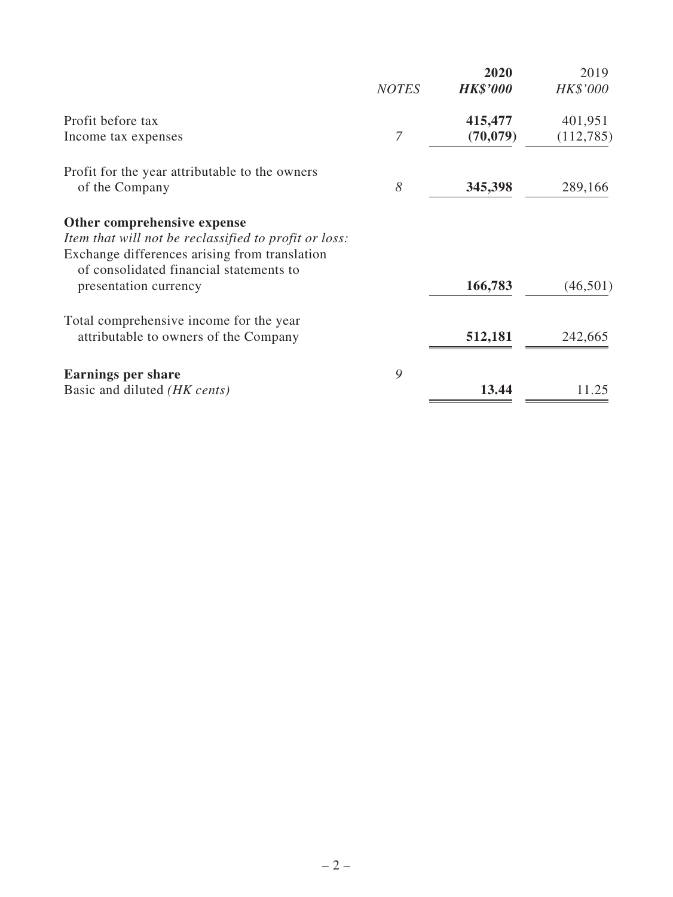| | NOTES | 2020 HK$'000 | 2019 HK$'000 |
|---|---|---|---|
| Profit before tax | | **415,477** | 401,951 |
| Income tax expenses | 7 | **(70,079)** | (112,785) |
| Profit for the year attributable to the owners of the Company | 8 | **345,398** | 289,166 |
| **Other comprehensive expense** | | | |
| *Item that will not be reclassified to profit or loss:* | | | |
| Exchange differences arising from translation of consolidated financial statements to presentation currency | | **166,783** | (46,501) |
| Total comprehensive income for the year attributable to owners of the Company | | **512,181** | 242,665 |
| **Earnings per share** | 9 | | |
| Basic and diluted *(HK cents)* | | **13.44** | 11.25 |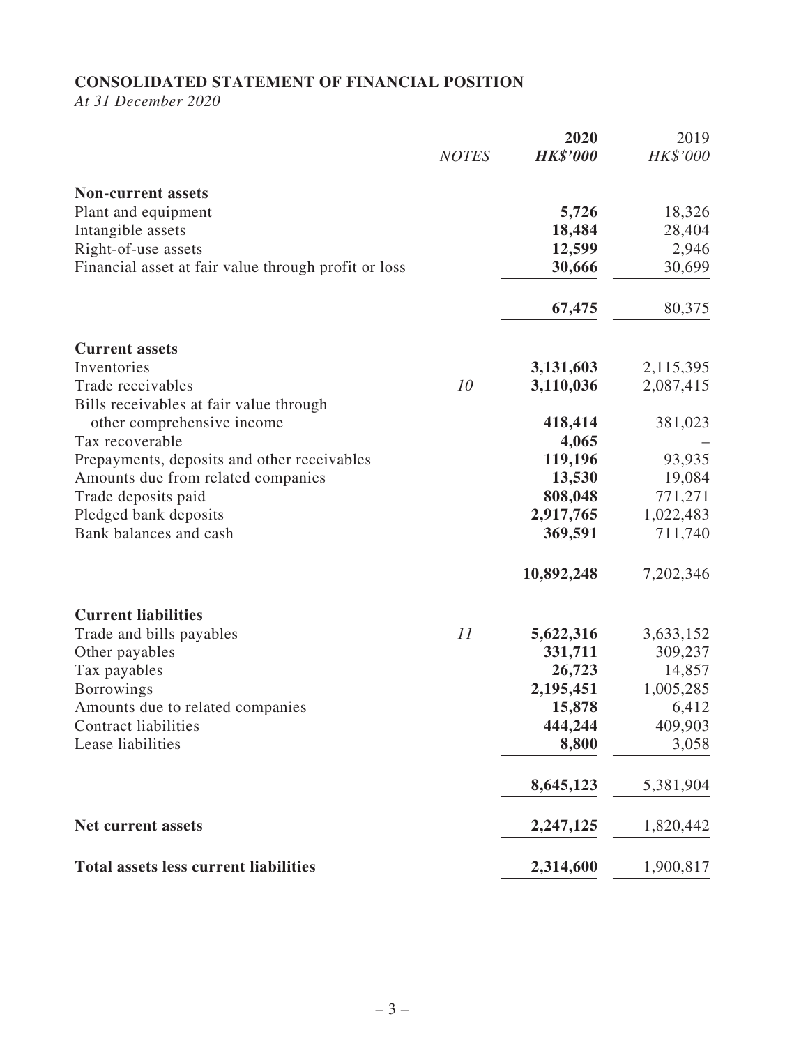## CONSOLIDATED STATEMENT OF FINANCIAL POSITION

*At 31 December 2020*

| | *NOTES* | **2020** | 2019 |
|---|---|---|---|
| | | ***HK$'000*** | *HK$'000* |
| **Non-current assets** | | | |
| Plant and equipment | | **5,726** | 18,326 |
| Intangible assets | | **18,484** | 28,404 |
| Right-of-use assets | | **12,599** | 2,946 |
| Financial asset at fair value through profit or loss | | **30,666** | 30,699 |
| | | **67,475** | 80,375 |
| **Current assets** | | | |
| Inventories | | **3,131,603** | 2,115,395 |
| Trade receivables | *10* | **3,110,036** | 2,087,415 |
| Bills receivables at fair value through other comprehensive income | | **418,414** | 381,023 |
| Tax recoverable | | **4,065** | – |
| Prepayments, deposits and other receivables | | **119,196** | 93,935 |
| Amounts due from related companies | | **13,530** | 19,084 |
| Trade deposits paid | | **808,048** | 771,271 |
| Pledged bank deposits | | **2,917,765** | 1,022,483 |
| Bank balances and cash | | **369,591** | 711,740 |
| | | **10,892,248** | 7,202,346 |
| **Current liabilities** | | | |
| Trade and bills payables | *11* | **5,622,316** | 3,633,152 |
| Other payables | | **331,711** | 309,237 |
| Tax payables | | **26,723** | 14,857 |
| Borrowings | | **2,195,451** | 1,005,285 |
| Amounts due to related companies | | **15,878** | 6,412 |
| Contract liabilities | | **444,244** | 409,903 |
| Lease liabilities | | **8,800** | 3,058 |
| | | **8,645,123** | 5,381,904 |
| **Net current assets** | | **2,247,125** | 1,820,442 |
| **Total assets less current liabilities** | | **2,314,600** | 1,900,817 |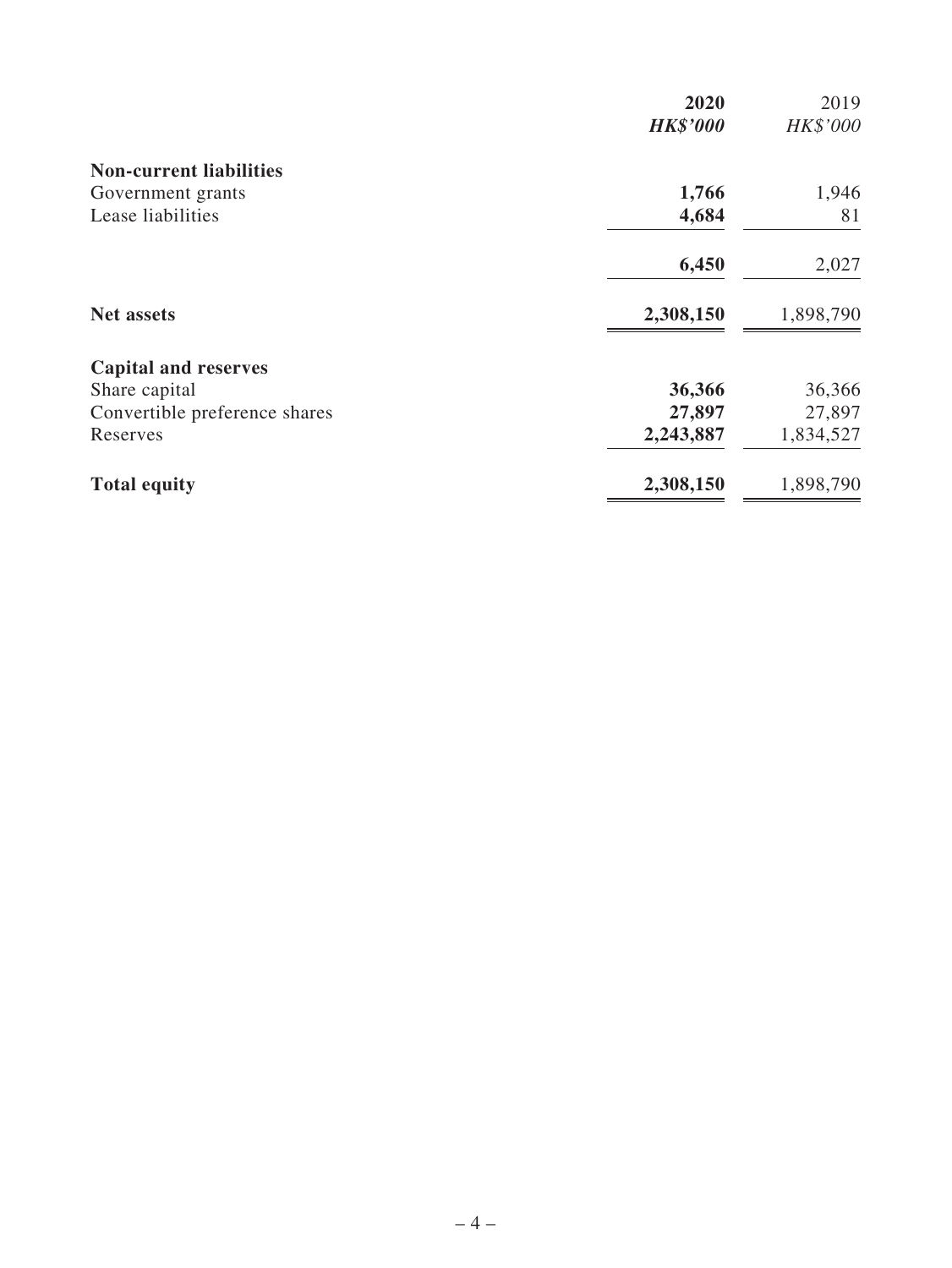| | **2020** | 2019 |
|---|---|---|
| | ***HK$'000*** | *HK$'000* |
| **Non-current liabilities** | | |
| Government grants | **1,766** | 1,946 |
| Lease liabilities | **4,684** | 81 |
| | **6,450** | 2,027 |
| **Net assets** | **2,308,150** | 1,898,790 |
| **Capital and reserves** | | |
| Share capital | **36,366** | 36,366 |
| Convertible preference shares | **27,897** | 27,897 |
| Reserves | **2,243,887** | 1,834,527 |
| **Total equity** | **2,308,150** | 1,898,790 |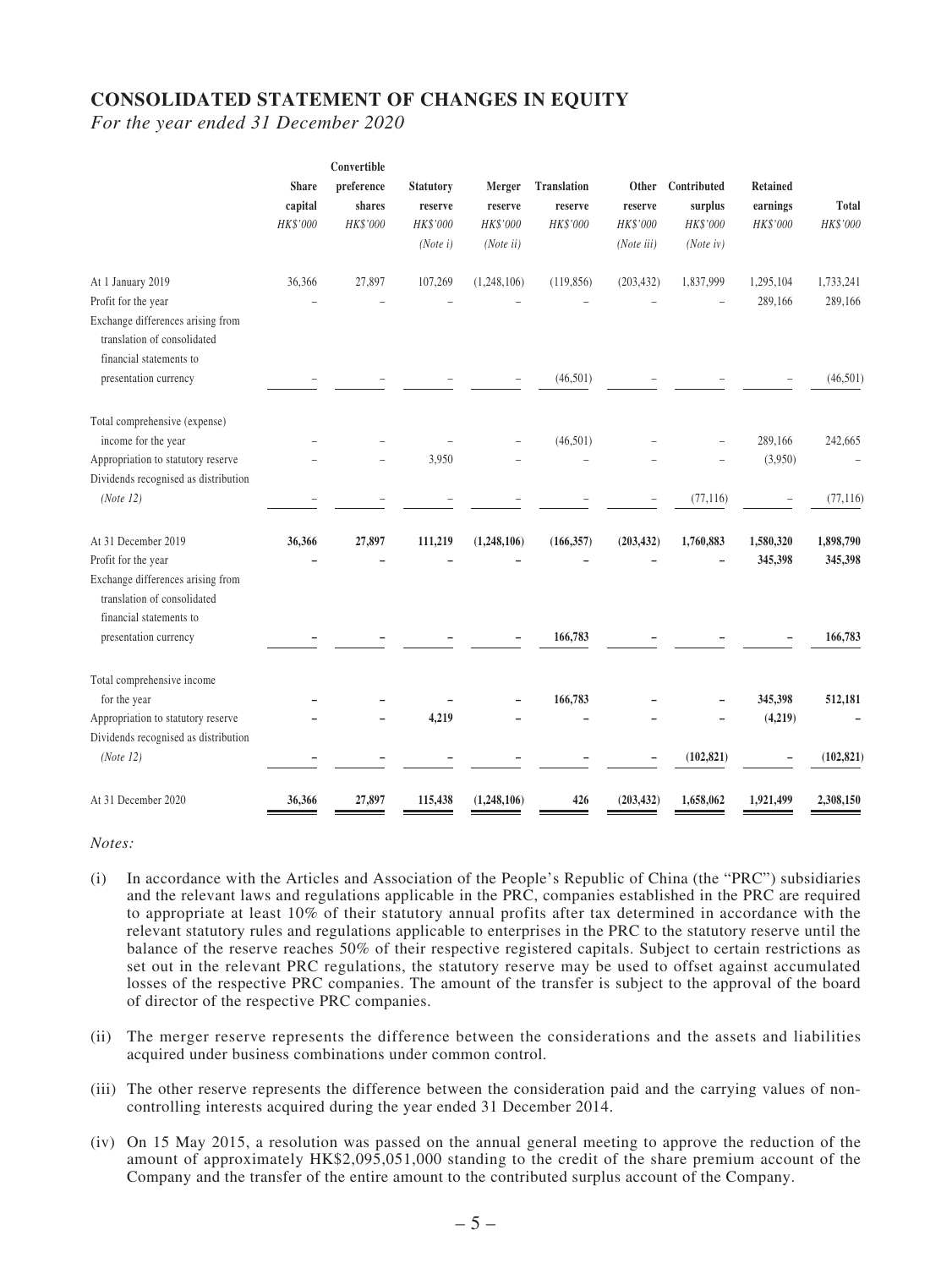## CONSOLIDATED STATEMENT OF CHANGES IN EQUITY

*For the year ended 31 December 2020*

| | Share capital | Convertible preference shares | Statutory reserve | Merger reserve | Translation reserve | Other reserve | Contributed surplus | Retained earnings | Total |
|---|---|---|---|---|---|---|---|---|---|
| | *HK$'000* | *HK$'000* | *HK$'000* | *HK$'000* | *HK$'000* | *HK$'000* | *HK$'000* | *HK$'000* | *HK$'000* |
| | | | *(Note i)* | *(Note ii)* | | *(Note iii)* | *(Note iv)* | | |
| At 1 January 2019 | 36,366 | 27,897 | 107,269 | (1,248,106) | (119,856) | (203,432) | 1,837,999 | 1,295,104 | 1,733,241 |
| Profit for the year | – | – | – | – | – | – | – | 289,166 | 289,166 |
| Exchange differences arising from translation of consolidated financial statements to presentation currency | – | – | – | – | (46,501) | – | – | – | (46,501) |
| Total comprehensive (expense) income for the year | – | – | – | – | (46,501) | – | – | 289,166 | 242,665 |
| Appropriation to statutory reserve | – | – | 3,950 | – | – | – | – | (3,950) | – |
| Dividends recognised as distribution *(Note 12)* | – | – | – | – | – | – | (77,116) | – | (77,116) |
| **At 31 December 2019** | **36,366** | **27,897** | **111,219** | **(1,248,106)** | **(166,357)** | **(203,432)** | **1,760,883** | **1,580,320** | **1,898,790** |
| Profit for the year | **–** | **–** | **–** | **–** | **–** | **–** | **–** | **345,398** | **345,398** |
| Exchange differences arising from translation of consolidated financial statements to presentation currency | **–** | **–** | **–** | **–** | **166,783** | **–** | **–** | **–** | **166,783** |
| Total comprehensive income for the year | **–** | **–** | **–** | **–** | **166,783** | **–** | **–** | **345,398** | **512,181** |
| Appropriation to statutory reserve | **–** | **–** | **4,219** | **–** | **–** | **–** | **–** | **(4,219)** | **–** |
| Dividends recognised as distribution *(Note 12)* | **–** | **–** | **–** | **–** | **–** | **–** | **(102,821)** | **–** | **(102,821)** |
| At 31 December 2020 | **36,366** | **27,897** | **115,438** | **(1,248,106)** | **426** | **(203,432)** | **1,658,062** | **1,921,499** | **2,308,150** |

*Notes:*

(i) In accordance with the Articles and Association of the People's Republic of China (the "PRC") subsidiaries and the relevant laws and regulations applicable in the PRC, companies established in the PRC are required to appropriate at least 10% of their statutory annual profits after tax determined in accordance with the relevant statutory rules and regulations applicable to enterprises in the PRC to the statutory reserve until the balance of the reserve reaches 50% of their respective registered capitals. Subject to certain restrictions as set out in the relevant PRC regulations, the statutory reserve may be used to offset against accumulated losses of the respective PRC companies. The amount of the transfer is subject to the approval of the board of director of the respective PRC companies.

(ii) The merger reserve represents the difference between the considerations and the assets and liabilities acquired under business combinations under common control.

(iii) The other reserve represents the difference between the consideration paid and the carrying values of non-controlling interests acquired during the year ended 31 December 2014.

(iv) On 15 May 2015, a resolution was passed on the annual general meeting to approve the reduction of the amount of approximately HK$2,095,051,000 standing to the credit of the share premium account of the Company and the transfer of the entire amount to the contributed surplus account of the Company.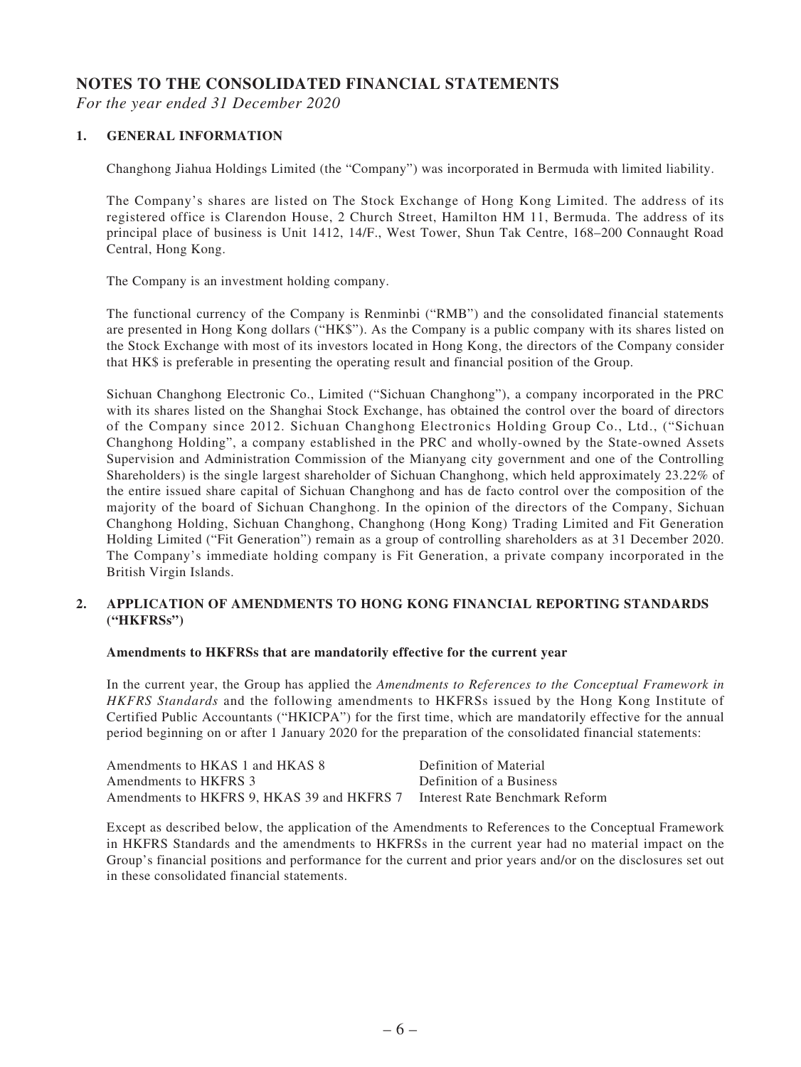# NOTES TO THE CONSOLIDATED FINANCIAL STATEMENTS

*For the year ended 31 December 2020*

## 1. GENERAL INFORMATION

Changhong Jiahua Holdings Limited (the "Company") was incorporated in Bermuda with limited liability.

The Company's shares are listed on The Stock Exchange of Hong Kong Limited. The address of its registered office is Clarendon House, 2 Church Street, Hamilton HM 11, Bermuda. The address of its principal place of business is Unit 1412, 14/F., West Tower, Shun Tak Centre, 168–200 Connaught Road Central, Hong Kong.

The Company is an investment holding company.

The functional currency of the Company is Renminbi ("RMB") and the consolidated financial statements are presented in Hong Kong dollars ("HK$"). As the Company is a public company with its shares listed on the Stock Exchange with most of its investors located in Hong Kong, the directors of the Company consider that HK$ is preferable in presenting the operating result and financial position of the Group.

Sichuan Changhong Electronic Co., Limited ("Sichuan Changhong"), a company incorporated in the PRC with its shares listed on the Shanghai Stock Exchange, has obtained the control over the board of directors of the Company since 2012. Sichuan Changhong Electronics Holding Group Co., Ltd., ("Sichuan Changhong Holding", a company established in the PRC and wholly-owned by the State-owned Assets Supervision and Administration Commission of the Mianyang city government and one of the Controlling Shareholders) is the single largest shareholder of Sichuan Changhong, which held approximately 23.22% of the entire issued share capital of Sichuan Changhong and has de facto control over the composition of the majority of the board of Sichuan Changhong. In the opinion of the directors of the Company, Sichuan Changhong Holding, Sichuan Changhong, Changhong (Hong Kong) Trading Limited and Fit Generation Holding Limited ("Fit Generation") remain as a group of controlling shareholders as at 31 December 2020. The Company's immediate holding company is Fit Generation, a private company incorporated in the British Virgin Islands.

## 2. APPLICATION OF AMENDMENTS TO HONG KONG FINANCIAL REPORTING STANDARDS ("HKFRSs")

**Amendments to HKFRSs that are mandatorily effective for the current year**

In the current year, the Group has applied the *Amendments to References to the Conceptual Framework in HKFRS Standards* and the following amendments to HKFRSs issued by the Hong Kong Institute of Certified Public Accountants ("HKICPA") for the first time, which are mandatorily effective for the annual period beginning on or after 1 January 2020 for the preparation of the consolidated financial statements:

| | |
|---|---|
| Amendments to HKAS 1 and HKAS 8 | Definition of Material |
| Amendments to HKFRS 3 | Definition of a Business |
| Amendments to HKFRS 9, HKAS 39 and HKFRS 7 | Interest Rate Benchmark Reform |

Except as described below, the application of the Amendments to References to the Conceptual Framework in HKFRS Standards and the amendments to HKFRSs in the current year had no material impact on the Group's financial positions and performance for the current and prior years and/or on the disclosures set out in these consolidated financial statements.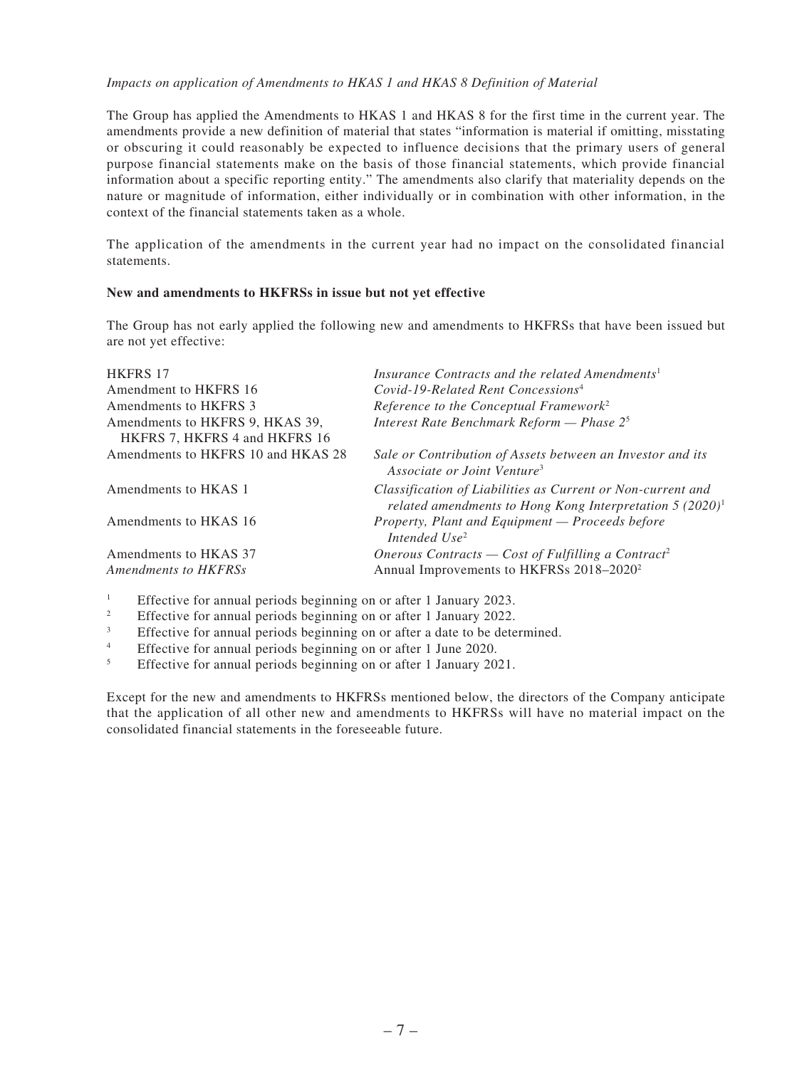*Impacts on application of Amendments to HKAS 1 and HKAS 8 Definition of Material*

The Group has applied the Amendments to HKAS 1 and HKAS 8 for the first time in the current year. The amendments provide a new definition of material that states "information is material if omitting, misstating or obscuring it could reasonably be expected to influence decisions that the primary users of general purpose financial statements make on the basis of those financial statements, which provide financial information about a specific reporting entity." The amendments also clarify that materiality depends on the nature or magnitude of information, either individually or in combination with other information, in the context of the financial statements taken as a whole.

The application of the amendments in the current year had no impact on the consolidated financial statements.

**New and amendments to HKFRSs in issue but not yet effective**

The Group has not early applied the following new and amendments to HKFRSs that have been issued but are not yet effective:

| | |
|---|---|
| HKFRS 17 | *Insurance Contracts and the related Amendments*[1] |
| Amendment to HKFRS 16 | *Covid-19-Related Rent Concessions*[4] |
| Amendments to HKFRS 3 | *Reference to the Conceptual Framework*[2] |
| Amendments to HKFRS 9, HKAS 39, HKFRS 7, HKFRS 4 and HKFRS 16 | *Interest Rate Benchmark Reform — Phase 2*[5] |
| Amendments to HKFRS 10 and HKAS 28 | *Sale or Contribution of Assets between an Investor and its Associate or Joint Venture*[3] |
| Amendments to HKAS 1 | *Classification of Liabilities as Current or Non-current and related amendments to Hong Kong Interpretation 5 (2020)*[1] |
| Amendments to HKAS 16 | *Property, Plant and Equipment — Proceeds before Intended Use*[2] |
| Amendments to HKAS 37 | *Onerous Contracts — Cost of Fulfilling a Contract*[2] |
| *Amendments to HKFRSs* | Annual Improvements to HKFRSs 2018–2020[2] |

[1] Effective for annual periods beginning on or after 1 January 2023.
[2] Effective for annual periods beginning on or after 1 January 2022.
[3] Effective for annual periods beginning on or after a date to be determined.
[4] Effective for annual periods beginning on or after 1 June 2020.
[5] Effective for annual periods beginning on or after 1 January 2021.

Except for the new and amendments to HKFRSs mentioned below, the directors of the Company anticipate that the application of all other new and amendments to HKFRSs will have no material impact on the consolidated financial statements in the foreseeable future.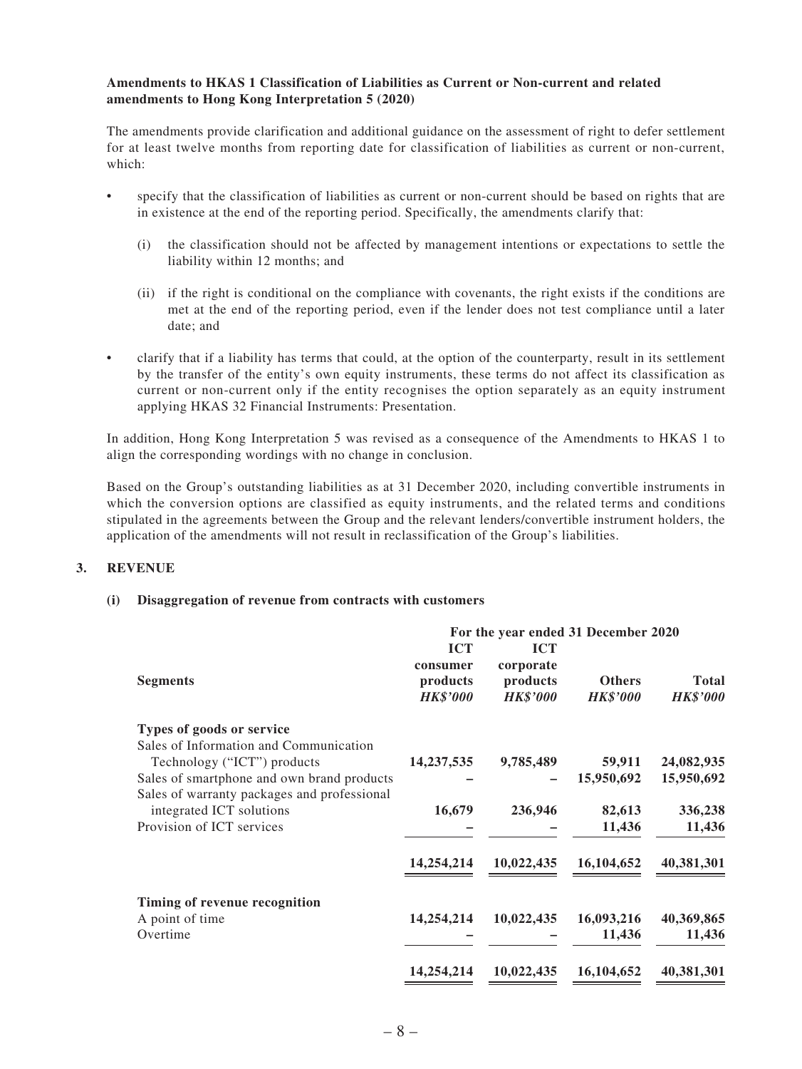**Amendments to HKAS 1 Classification of Liabilities as Current or Non-current and related amendments to Hong Kong Interpretation 5 (2020)**

The amendments provide clarification and additional guidance on the assessment of right to defer settlement for at least twelve months from reporting date for classification of liabilities as current or non-current, which:

- specify that the classification of liabilities as current or non-current should be based on rights that are in existence at the end of the reporting period. Specifically, the amendments clarify that:
  - (i) the classification should not be affected by management intentions or expectations to settle the liability within 12 months; and
  - (ii) if the right is conditional on the compliance with covenants, the right exists if the conditions are met at the end of the reporting period, even if the lender does not test compliance until a later date; and
- clarify that if a liability has terms that could, at the option of the counterparty, result in its settlement by the transfer of the entity's own equity instruments, these terms do not affect its classification as current or non-current only if the entity recognises the option separately as an equity instrument applying HKAS 32 Financial Instruments: Presentation.

In addition, Hong Kong Interpretation 5 was revised as a consequence of the Amendments to HKAS 1 to align the corresponding wordings with no change in conclusion.

Based on the Group's outstanding liabilities as at 31 December 2020, including convertible instruments in which the conversion options are classified as equity instruments, and the related terms and conditions stipulated in the agreements between the Group and the relevant lenders/convertible instrument holders, the application of the amendments will not result in reclassification of the Group's liabilities.

## 3. REVENUE

### (i) Disaggregation of revenue from contracts with customers

| | For the year ended 31 December 2020 | | | |
|---|---|---|---|---|
| **Segments** | **ICT consumer products** *HK$'000* | **ICT corporate products** *HK$'000* | **Others** *HK$'000* | **Total** *HK$'000* |
| **Types of goods or service** | | | | |
| Sales of Information and Communication Technology ("ICT") products | **14,237,535** | **9,785,489** | **59,911** | **24,082,935** |
| Sales of smartphone and own brand products | **–** | **–** | **15,950,692** | **15,950,692** |
| Sales of warranty packages and professional integrated ICT solutions | **16,679** | **236,946** | **82,613** | **336,238** |
| Provision of ICT services | **–** | **–** | **11,436** | **11,436** |
| | **14,254,214** | **10,022,435** | **16,104,652** | **40,381,301** |
| **Timing of revenue recognition** | | | | |
| A point of time | **14,254,214** | **10,022,435** | **16,093,216** | **40,369,865** |
| Overtime | **–** | **–** | **11,436** | **11,436** |
| | **14,254,214** | **10,022,435** | **16,104,652** | **40,381,301** |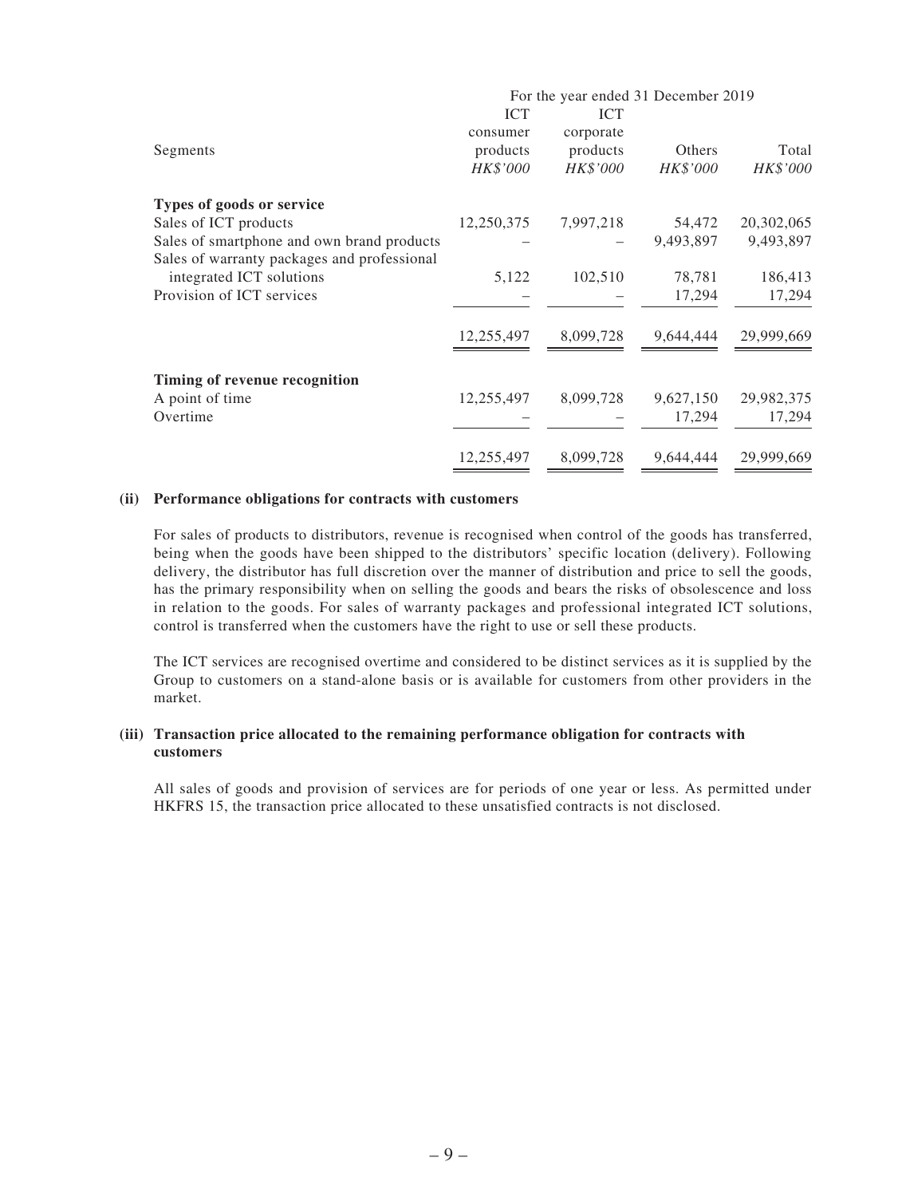| | For the year ended 31 December 2019 | | | |
|---|---|---|---|---|
| Segments | ICT consumer products *HK$'000* | ICT corporate products *HK$'000* | Others *HK$'000* | Total *HK$'000* |
| **Types of goods or service** | | | | |
| Sales of ICT products | 12,250,375 | 7,997,218 | 54,472 | 20,302,065 |
| Sales of smartphone and own brand products | – | – | 9,493,897 | 9,493,897 |
| Sales of warranty packages and professional integrated ICT solutions | 5,122 | 102,510 | 78,781 | 186,413 |
| Provision of ICT services | – | – | 17,294 | 17,294 |
| | 12,255,497 | 8,099,728 | 9,644,444 | 29,999,669 |
| **Timing of revenue recognition** | | | | |
| A point of time | 12,255,497 | 8,099,728 | 9,627,150 | 29,982,375 |
| Overtime | – | – | 17,294 | 17,294 |
| | 12,255,497 | 8,099,728 | 9,644,444 | 29,999,669 |

**(ii) Performance obligations for contracts with customers**

For sales of products to distributors, revenue is recognised when control of the goods has transferred, being when the goods have been shipped to the distributors' specific location (delivery). Following delivery, the distributor has full discretion over the manner of distribution and price to sell the goods, has the primary responsibility when on selling the goods and bears the risks of obsolescence and loss in relation to the goods. For sales of warranty packages and professional integrated ICT solutions, control is transferred when the customers have the right to use or sell these products.

The ICT services are recognised overtime and considered to be distinct services as it is supplied by the Group to customers on a stand-alone basis or is available for customers from other providers in the market.

**(iii) Transaction price allocated to the remaining performance obligation for contracts with customers**

All sales of goods and provision of services are for periods of one year or less. As permitted under HKFRS 15, the transaction price allocated to these unsatisfied contracts is not disclosed.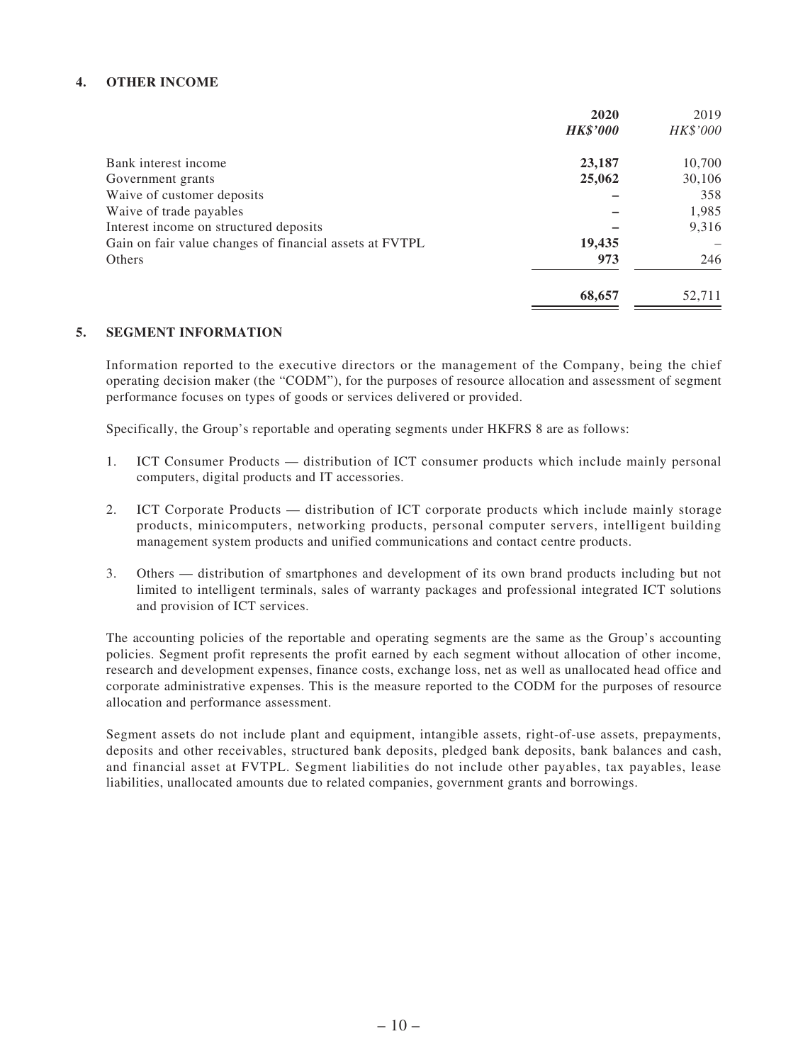## 4. OTHER INCOME

| | 2020 | 2019 |
|---|---|---|
| | ***HK$'000*** | *HK$'000* |
| Bank interest income | **23,187** | 10,700 |
| Government grants | **25,062** | 30,106 |
| Waive of customer deposits | **–** | 358 |
| Waive of trade payables | **–** | 1,985 |
| Interest income on structured deposits | **–** | 9,316 |
| Gain on fair value changes of financial assets at FVTPL | **19,435** | – |
| Others | **973** | 246 |
| | **68,657** | 52,711 |

## 5. SEGMENT INFORMATION

Information reported to the executive directors or the management of the Company, being the chief operating decision maker (the "CODM"), for the purposes of resource allocation and assessment of segment performance focuses on types of goods or services delivered or provided.

Specifically, the Group's reportable and operating segments under HKFRS 8 are as follows:

1. ICT Consumer Products — distribution of ICT consumer products which include mainly personal computers, digital products and IT accessories.
2. ICT Corporate Products — distribution of ICT corporate products which include mainly storage products, minicomputers, networking products, personal computer servers, intelligent building management system products and unified communications and contact centre products.
3. Others — distribution of smartphones and development of its own brand products including but not limited to intelligent terminals, sales of warranty packages and professional integrated ICT solutions and provision of ICT services.

The accounting policies of the reportable and operating segments are the same as the Group's accounting policies. Segment profit represents the profit earned by each segment without allocation of other income, research and development expenses, finance costs, exchange loss, net as well as unallocated head office and corporate administrative expenses. This is the measure reported to the CODM for the purposes of resource allocation and performance assessment.

Segment assets do not include plant and equipment, intangible assets, right-of-use assets, prepayments, deposits and other receivables, structured bank deposits, pledged bank deposits, bank balances and cash, and financial asset at FVTPL. Segment liabilities do not include other payables, tax payables, lease liabilities, unallocated amounts due to related companies, government grants and borrowings.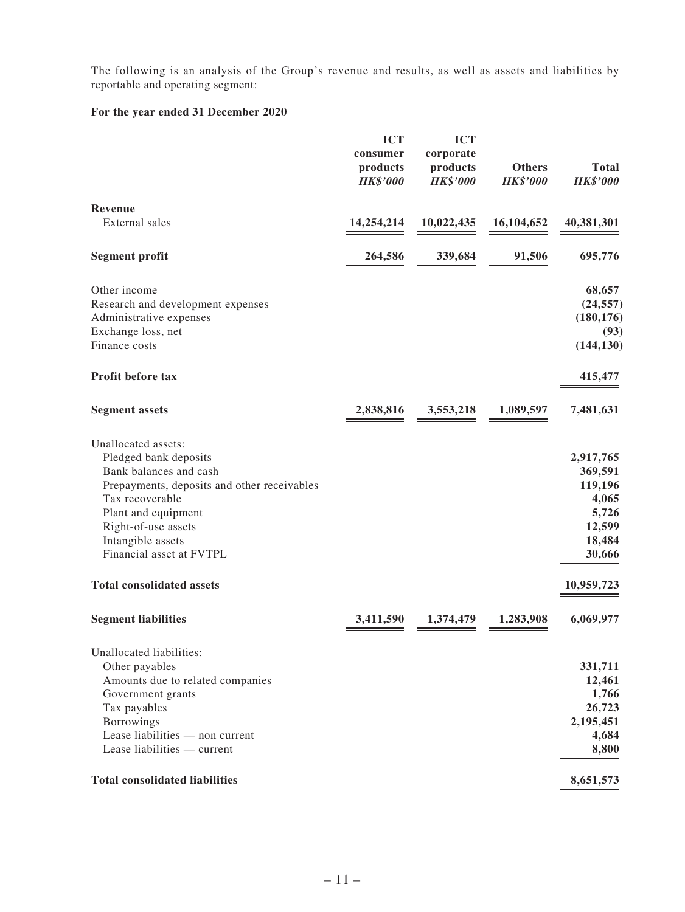The following is an analysis of the Group's revenue and results, as well as assets and liabilities by reportable and operating segment:

**For the year ended 31 December 2020**

| | ICT consumer products *HK$'000* | ICT corporate products *HK$'000* | Others *HK$'000* | Total *HK$'000* |
|---|---|---|---|---|
| **Revenue** | | | | |
| External sales | 14,254,214 | 10,022,435 | 16,104,652 | 40,381,301 |
| **Segment profit** | 264,586 | 339,684 | 91,506 | 695,776 |
| Other income | | | | 68,657 |
| Research and development expenses | | | | (24,557) |
| Administrative expenses | | | | (180,176) |
| Exchange loss, net | | | | (93) |
| Finance costs | | | | (144,130) |
| **Profit before tax** | | | | 415,477 |
| **Segment assets** | 2,838,816 | 3,553,218 | 1,089,597 | 7,481,631 |
| Unallocated assets: | | | | |
| Pledged bank deposits | | | | 2,917,765 |
| Bank balances and cash | | | | 369,591 |
| Prepayments, deposits and other receivables | | | | 119,196 |
| Tax recoverable | | | | 4,065 |
| Plant and equipment | | | | 5,726 |
| Right-of-use assets | | | | 12,599 |
| Intangible assets | | | | 18,484 |
| Financial asset at FVTPL | | | | 30,666 |
| **Total consolidated assets** | | | | 10,959,723 |
| **Segment liabilities** | 3,411,590 | 1,374,479 | 1,283,908 | 6,069,977 |
| Unallocated liabilities: | | | | |
| Other payables | | | | 331,711 |
| Amounts due to related companies | | | | 12,461 |
| Government grants | | | | 1,766 |
| Tax payables | | | | 26,723 |
| Borrowings | | | | 2,195,451 |
| Lease liabilities — non current | | | | 4,684 |
| Lease liabilities — current | | | | 8,800 |
| **Total consolidated liabilities** | | | | 8,651,573 |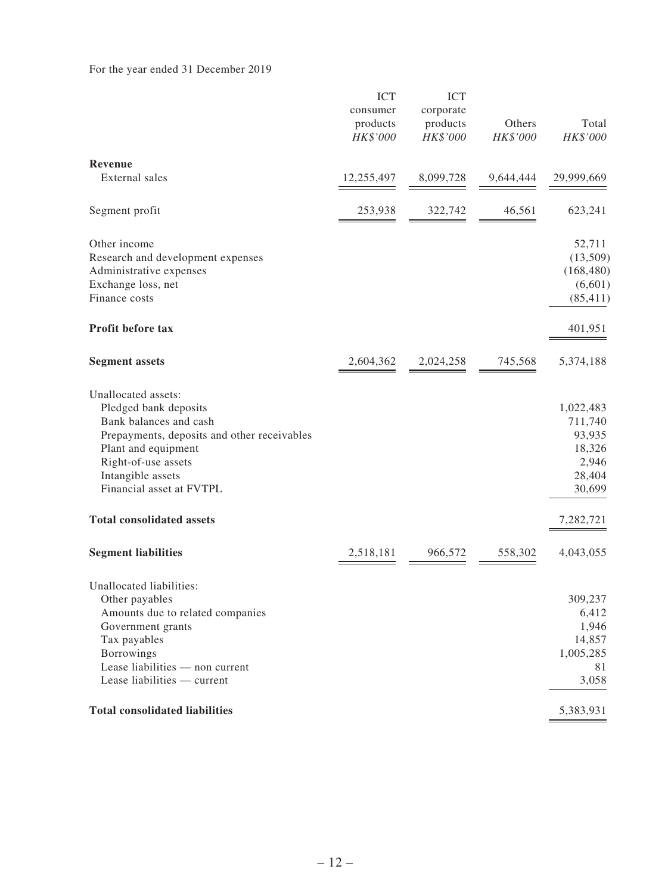For the year ended 31 December 2019

| | ICT consumer products *HK$'000* | ICT corporate products *HK$'000* | Others *HK$'000* | Total *HK$'000* |
|---|---|---|---|---|
| **Revenue** | | | | |
| External sales | 12,255,497 | 8,099,728 | 9,644,444 | 29,999,669 |
| Segment profit | 253,938 | 322,742 | 46,561 | 623,241 |
| Other income | | | | 52,711 |
| Research and development expenses | | | | (13,509) |
| Administrative expenses | | | | (168,480) |
| Exchange loss, net | | | | (6,601) |
| Finance costs | | | | (85,411) |
| **Profit before tax** | | | | 401,951 |
| **Segment assets** | 2,604,362 | 2,024,258 | 745,568 | 5,374,188 |
| Unallocated assets: | | | | |
| Pledged bank deposits | | | | 1,022,483 |
| Bank balances and cash | | | | 711,740 |
| Prepayments, deposits and other receivables | | | | 93,935 |
| Plant and equipment | | | | 18,326 |
| Right-of-use assets | | | | 2,946 |
| Intangible assets | | | | 28,404 |
| Financial asset at FVTPL | | | | 30,699 |
| **Total consolidated assets** | | | | 7,282,721 |
| **Segment liabilities** | 2,518,181 | 966,572 | 558,302 | 4,043,055 |
| Unallocated liabilities: | | | | |
| Other payables | | | | 309,237 |
| Amounts due to related companies | | | | 6,412 |
| Government grants | | | | 1,946 |
| Tax payables | | | | 14,857 |
| Borrowings | | | | 1,005,285 |
| Lease liabilities — non current | | | | 81 |
| Lease liabilities — current | | | | 3,058 |
| **Total consolidated liabilities** | | | | 5,383,931 |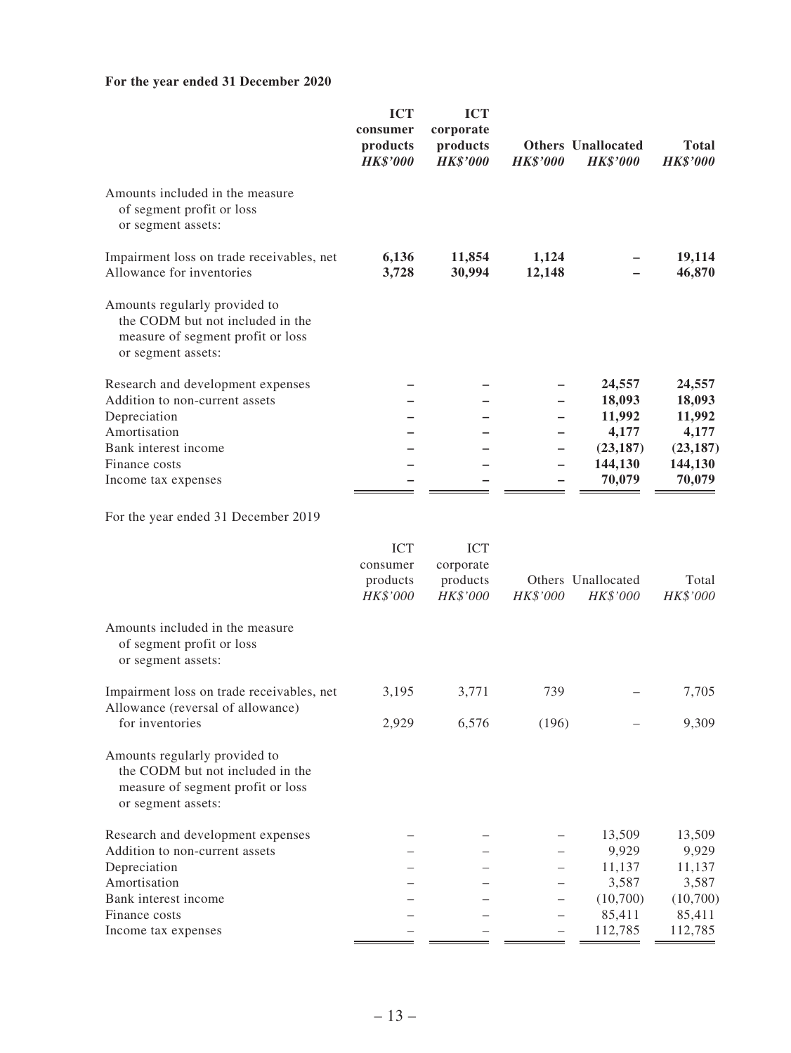**For the year ended 31 December 2020**

| | ICT consumer products | ICT corporate products | Others | Unallocated | Total |
|---|---|---|---|---|---|
| | *HK$'000* | *HK$'000* | *HK$'000* | *HK$'000* | *HK$'000* |
| Amounts included in the measure of segment profit or loss or segment assets: | | | | | |
| Impairment loss on trade receivables, net | **6,136** | **11,854** | **1,124** | **–** | **19,114** |
| Allowance for inventories | **3,728** | **30,994** | **12,148** | **–** | **46,870** |
| Amounts regularly provided to the CODM but not included in the measure of segment profit or loss or segment assets: | | | | | |
| Research and development expenses | **–** | **–** | **–** | **24,557** | **24,557** |
| Addition to non-current assets | **–** | **–** | **–** | **18,093** | **18,093** |
| Depreciation | **–** | **–** | **–** | **11,992** | **11,992** |
| Amortisation | **–** | **–** | **–** | **4,177** | **4,177** |
| Bank interest income | **–** | **–** | **–** | **(23,187)** | **(23,187)** |
| Finance costs | **–** | **–** | **–** | **144,130** | **144,130** |
| Income tax expenses | **–** | **–** | **–** | **70,079** | **70,079** |

For the year ended 31 December 2019

| | ICT consumer products | ICT corporate products | Others | Unallocated | Total |
|---|---|---|---|---|---|
| | *HK$'000* | *HK$'000* | *HK$'000* | *HK$'000* | *HK$'000* |
| Amounts included in the measure of segment profit or loss or segment assets: | | | | | |
| Impairment loss on trade receivables, net | 3,195 | 3,771 | 739 | – | 7,705 |
| Allowance (reversal of allowance) for inventories | 2,929 | 6,576 | (196) | – | 9,309 |
| Amounts regularly provided to the CODM but not included in the measure of segment profit or loss or segment assets: | | | | | |
| Research and development expenses | – | – | – | 13,509 | 13,509 |
| Addition to non-current assets | – | – | – | 9,929 | 9,929 |
| Depreciation | – | – | – | 11,137 | 11,137 |
| Amortisation | – | – | – | 3,587 | 3,587 |
| Bank interest income | – | – | – | (10,700) | (10,700) |
| Finance costs | – | – | – | 85,411 | 85,411 |
| Income tax expenses | – | – | – | 112,785 | 112,785 |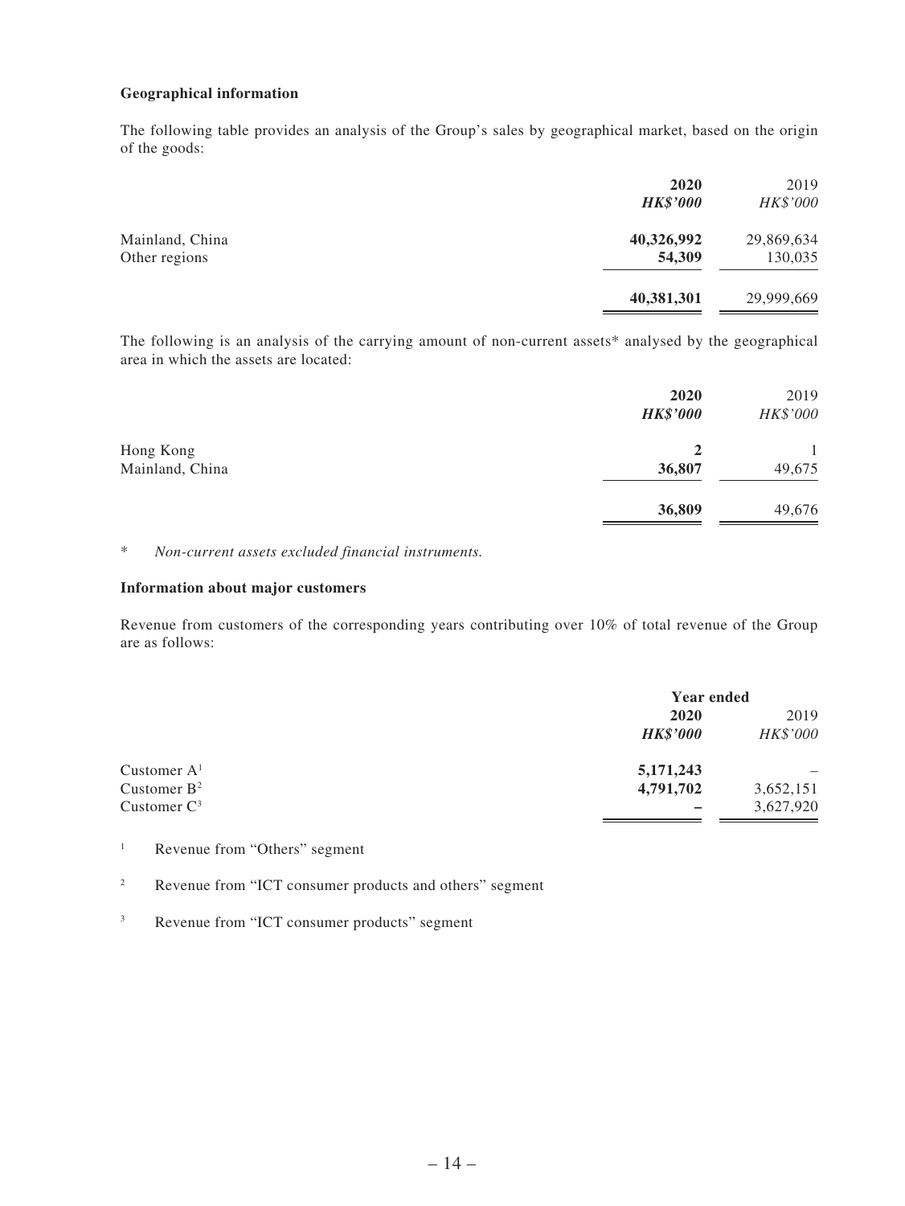**Geographical information**

The following table provides an analysis of the Group's sales by geographical market, based on the origin of the goods:

| | 2020 | 2019 |
|---|---|---|
| | ***HK$'000*** | *HK$'000* |
| Mainland, China | **40,326,992** | 29,869,634 |
| Other regions | **54,309** | 130,035 |
| | **40,381,301** | 29,999,669 |

The following is an analysis of the carrying amount of non-current assets* analysed by the geographical area in which the assets are located:

| | 2020 | 2019 |
|---|---|---|
| | ***HK$'000*** | *HK$'000* |
| Hong Kong | **2** | 1 |
| Mainland, China | **36,807** | 49,675 |
| | **36,809** | 49,676 |

\* *Non-current assets excluded financial instruments.*

**Information about major customers**

Revenue from customers of the corresponding years contributing over 10% of total revenue of the Group are as follows:

| | Year ended | |
|---|---|---|
| | **2020** | 2019 |
| | ***HK$'000*** | *HK$'000* |
| Customer A[1] | **5,171,243** | – |
| Customer B[2] | **4,791,702** | 3,652,151 |
| Customer C[3] | **–** | 3,627,920 |

[1] Revenue from "Others" segment

[2] Revenue from "ICT consumer products and others" segment

[3] Revenue from "ICT consumer products" segment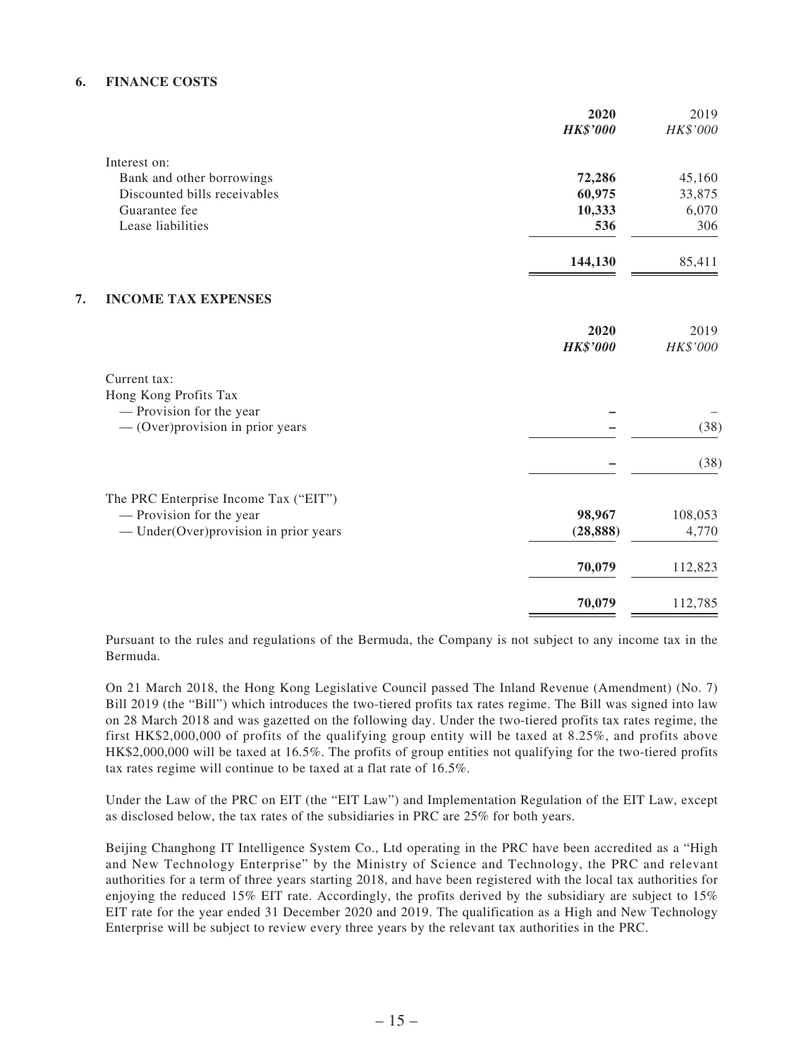## 6. FINANCE COSTS

| | **2020** | 2019 |
|---|---|---|
| | ***HK$'000*** | *HK$'000* |
| Interest on: | | |
| Bank and other borrowings | **72,286** | 45,160 |
| Discounted bills receivables | **60,975** | 33,875 |
| Guarantee fee | **10,333** | 6,070 |
| Lease liabilities | **536** | 306 |
| | **144,130** | 85,411 |

## 7. INCOME TAX EXPENSES

| | **2020** | 2019 |
|---|---|---|
| | ***HK$'000*** | *HK$'000* |
| Current tax: | | |
| Hong Kong Profits Tax | | |
| — Provision for the year | **–** | – |
| — (Over)provision in prior years | **–** | (38) |
| | **–** | (38) |
| The PRC Enterprise Income Tax ("EIT") | | |
| — Provision for the year | **98,967** | 108,053 |
| — Under(Over)provision in prior years | **(28,888)** | 4,770 |
| | **70,079** | 112,823 |
| | **70,079** | 112,785 |

Pursuant to the rules and regulations of the Bermuda, the Company is not subject to any income tax in the Bermuda.

On 21 March 2018, the Hong Kong Legislative Council passed The Inland Revenue (Amendment) (No. 7) Bill 2019 (the "Bill") which introduces the two-tiered profits tax rates regime. The Bill was signed into law on 28 March 2018 and was gazetted on the following day. Under the two-tiered profits tax rates regime, the first HK$2,000,000 of profits of the qualifying group entity will be taxed at 8.25%, and profits above HK$2,000,000 will be taxed at 16.5%. The profits of group entities not qualifying for the two-tiered profits tax rates regime will continue to be taxed at a flat rate of 16.5%.

Under the Law of the PRC on EIT (the "EIT Law") and Implementation Regulation of the EIT Law, except as disclosed below, the tax rates of the subsidiaries in PRC are 25% for both years.

Beijing Changhong IT Intelligence System Co., Ltd operating in the PRC have been accredited as a "High and New Technology Enterprise" by the Ministry of Science and Technology, the PRC and relevant authorities for a term of three years starting 2018, and have been registered with the local tax authorities for enjoying the reduced 15% EIT rate. Accordingly, the profits derived by the subsidiary are subject to 15% EIT rate for the year ended 31 December 2020 and 2019. The qualification as a High and New Technology Enterprise will be subject to review every three years by the relevant tax authorities in the PRC.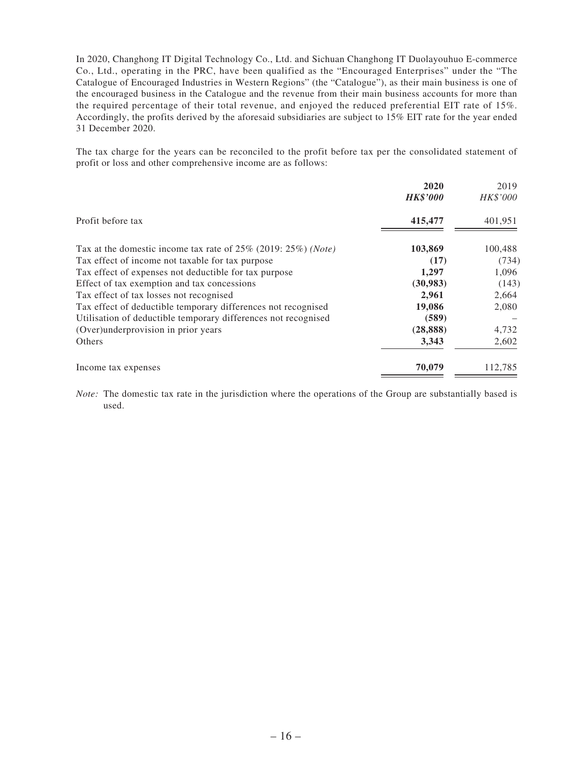In 2020, Changhong IT Digital Technology Co., Ltd. and Sichuan Changhong IT Duolayouhuo E-commerce Co., Ltd., operating in the PRC, have been qualified as the "Encouraged Enterprises" under the "The Catalogue of Encouraged Industries in Western Regions" (the "Catalogue"), as their main business is one of the encouraged business in the Catalogue and the revenue from their main business accounts for more than the required percentage of their total revenue, and enjoyed the reduced preferential EIT rate of 15%. Accordingly, the profits derived by the aforesaid subsidiaries are subject to 15% EIT rate for the year ended 31 December 2020.

The tax charge for the years can be reconciled to the profit before tax per the consolidated statement of profit or loss and other comprehensive income are as follows:

| | **2020** | 2019 |
|---|---|---|
| | ***HK$'000*** | *HK$'000* |
| Profit before tax | **415,477** | 401,951 |
| Tax at the domestic income tax rate of 25% (2019: 25%) *(Note)* | **103,869** | 100,488 |
| Tax effect of income not taxable for tax purpose | **(17)** | (734) |
| Tax effect of expenses not deductible for tax purpose | **1,297** | 1,096 |
| Effect of tax exemption and tax concessions | **(30,983)** | (143) |
| Tax effect of tax losses not recognised | **2,961** | 2,664 |
| Tax effect of deductible temporary differences not recognised | **19,086** | 2,080 |
| Utilisation of deductible temporary differences not recognised | **(589)** | – |
| (Over)underprovision in prior years | **(28,888)** | 4,732 |
| Others | **3,343** | 2,602 |
| Income tax expenses | **70,079** | 112,785 |

*Note:* The domestic tax rate in the jurisdiction where the operations of the Group are substantially based is used.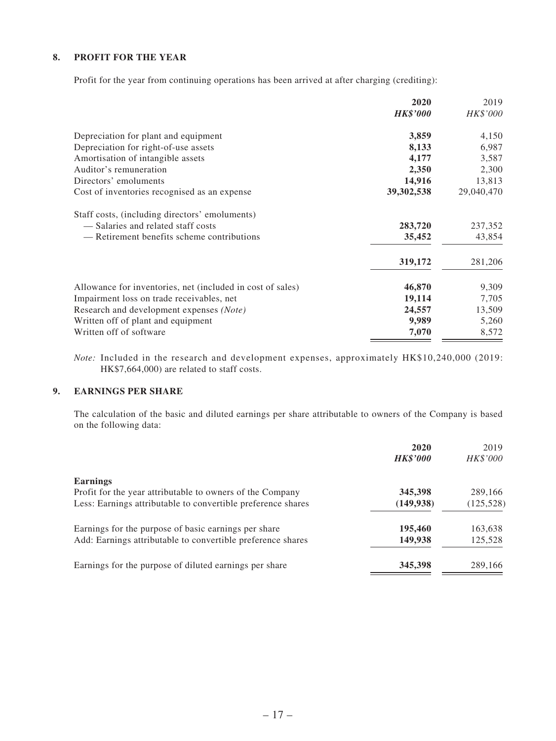## 8. PROFIT FOR THE YEAR

Profit for the year from continuing operations has been arrived at after charging (crediting):

| | **2020** | 2019 |
|---|---|---|
| | ***HK$'000*** | *HK$'000* |
| Depreciation for plant and equipment | **3,859** | 4,150 |
| Depreciation for right-of-use assets | **8,133** | 6,987 |
| Amortisation of intangible assets | **4,177** | 3,587 |
| Auditor's remuneration | **2,350** | 2,300 |
| Directors' emoluments | **14,916** | 13,813 |
| Cost of inventories recognised as an expense | **39,302,538** | 29,040,470 |
| Staff costs, (including directors' emoluments) | | |
| — Salaries and related staff costs | **283,720** | 237,352 |
| — Retirement benefits scheme contributions | **35,452** | 43,854 |
| | **319,172** | 281,206 |
| Allowance for inventories, net (included in cost of sales) | **46,870** | 9,309 |
| Impairment loss on trade receivables, net | **19,114** | 7,705 |
| Research and development expenses *(Note)* | **24,557** | 13,509 |
| Written off of plant and equipment | **9,989** | 5,260 |
| Written off of software | **7,070** | 8,572 |

*Note:* Included in the research and development expenses, approximately HK$10,240,000 (2019: HK$7,664,000) are related to staff costs.

## 9. EARNINGS PER SHARE

The calculation of the basic and diluted earnings per share attributable to owners of the Company is based on the following data:

| | **2020** | 2019 |
|---|---|---|
| | ***HK$'000*** | *HK$'000* |
| **Earnings** | | |
| Profit for the year attributable to owners of the Company | **345,398** | 289,166 |
| Less: Earnings attributable to convertible preference shares | **(149,938)** | (125,528) |
| Earnings for the purpose of basic earnings per share | **195,460** | 163,638 |
| Add: Earnings attributable to convertible preference shares | **149,938** | 125,528 |
| Earnings for the purpose of diluted earnings per share | **345,398** | 289,166 |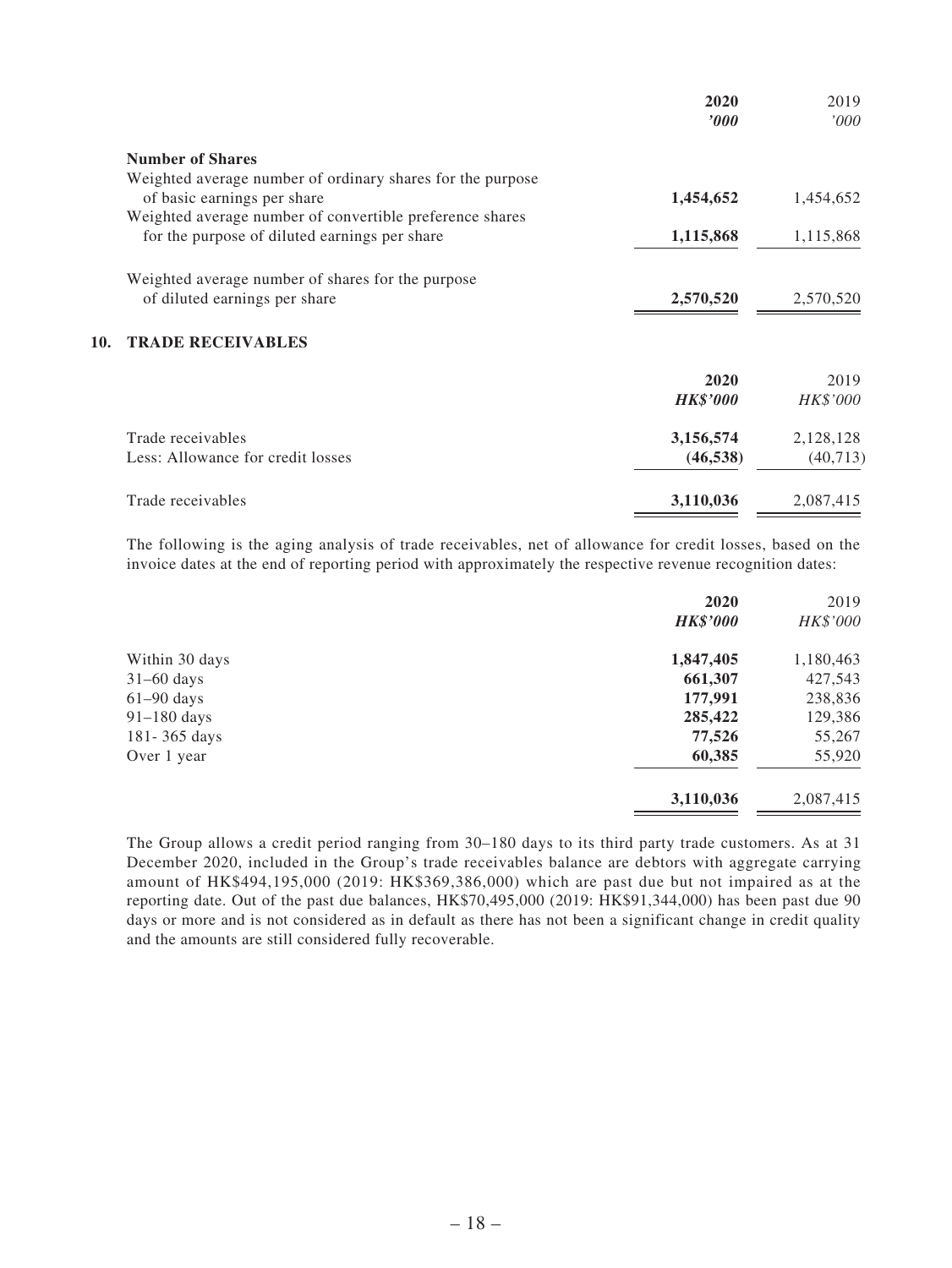| | **2020** | 2019 |
|---|---|---|
| | ***'000*** | *'000* |
| **Number of Shares** | | |
| Weighted average number of ordinary shares for the purpose of basic earnings per share | **1,454,652** | 1,454,652 |
| Weighted average number of convertible preference shares for the purpose of diluted earnings per share | **1,115,868** | 1,115,868 |
| Weighted average number of shares for the purpose of diluted earnings per share | **2,570,520** | 2,570,520 |

## 10. TRADE RECEIVABLES

| | **2020** | 2019 |
|---|---|---|
| | ***HK$'000*** | *HK$'000* |
| Trade receivables | **3,156,574** | 2,128,128 |
| Less: Allowance for credit losses | **(46,538)** | (40,713) |
| Trade receivables | **3,110,036** | 2,087,415 |

The following is the aging analysis of trade receivables, net of allowance for credit losses, based on the invoice dates at the end of reporting period with approximately the respective revenue recognition dates:

| | **2020** | 2019 |
|---|---|---|
| | ***HK$'000*** | *HK$'000* |
| Within 30 days | **1,847,405** | 1,180,463 |
| 31–60 days | **661,307** | 427,543 |
| 61–90 days | **177,991** | 238,836 |
| 91–180 days | **285,422** | 129,386 |
| 181- 365 days | **77,526** | 55,267 |
| Over 1 year | **60,385** | 55,920 |
| | **3,110,036** | 2,087,415 |

The Group allows a credit period ranging from 30–180 days to its third party trade customers. As at 31 December 2020, included in the Group's trade receivables balance are debtors with aggregate carrying amount of HK$494,195,000 (2019: HK$369,386,000) which are past due but not impaired as at the reporting date. Out of the past due balances, HK$70,495,000 (2019: HK$91,344,000) has been past due 90 days or more and is not considered as in default as there has not been a significant change in credit quality and the amounts are still considered fully recoverable.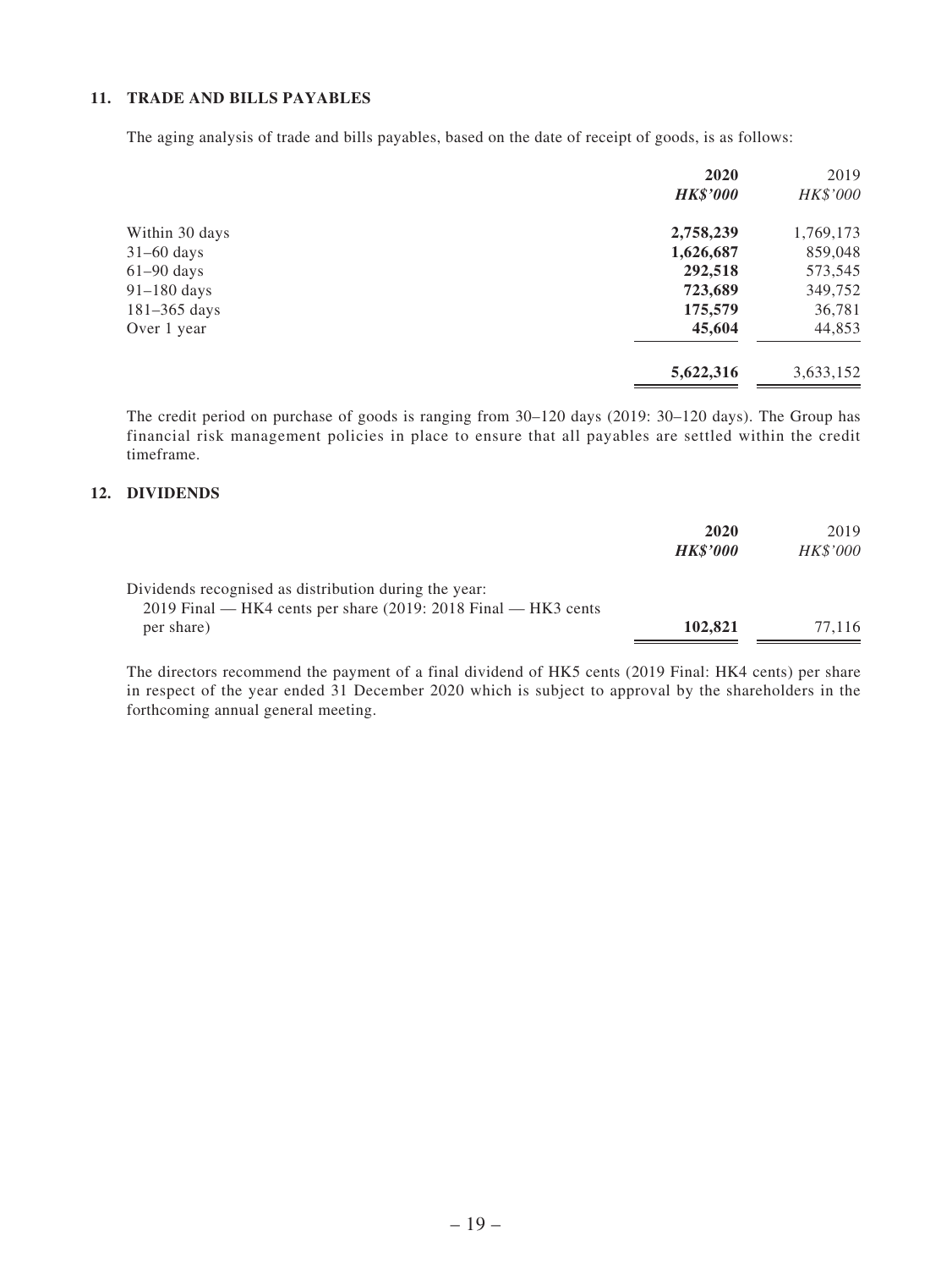### 11. TRADE AND BILLS PAYABLES

The aging analysis of trade and bills payables, based on the date of receipt of goods, is as follows:

| | **2020** | 2019 |
|---|---|---|
| | ***HK$'000*** | *HK$'000* |
| Within 30 days | **2,758,239** | 1,769,173 |
| 31–60 days | **1,626,687** | 859,048 |
| 61–90 days | **292,518** | 573,545 |
| 91–180 days | **723,689** | 349,752 |
| 181–365 days | **175,579** | 36,781 |
| Over 1 year | **45,604** | 44,853 |
| | **5,622,316** | 3,633,152 |

The credit period on purchase of goods is ranging from 30–120 days (2019: 30–120 days). The Group has financial risk management policies in place to ensure that all payables are settled within the credit timeframe.

### 12. DIVIDENDS

| | **2020** | 2019 |
|---|---|---|
| | ***HK$'000*** | *HK$'000* |
| Dividends recognised as distribution during the year: | | |
| 2019 Final — HK4 cents per share (2019: 2018 Final — HK3 cents per share) | **102,821** | 77,116 |

The directors recommend the payment of a final dividend of HK5 cents (2019 Final: HK4 cents) per share in respect of the year ended 31 December 2020 which is subject to approval by the shareholders in the forthcoming annual general meeting.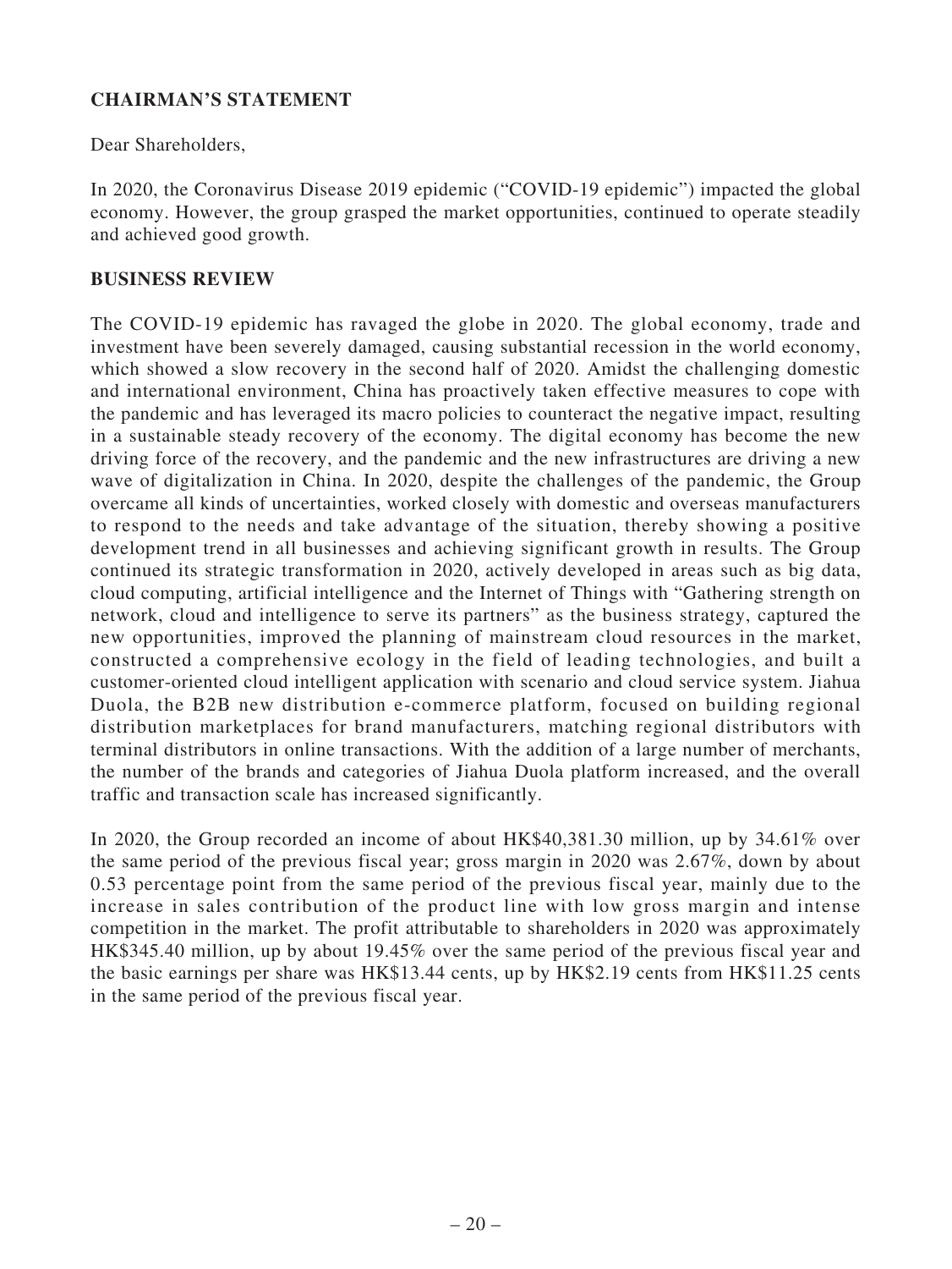## CHAIRMAN'S STATEMENT

Dear Shareholders,

In 2020, the Coronavirus Disease 2019 epidemic ("COVID-19 epidemic") impacted the global economy. However, the group grasped the market opportunities, continued to operate steadily and achieved good growth.

## BUSINESS REVIEW

The COVID-19 epidemic has ravaged the globe in 2020. The global economy, trade and investment have been severely damaged, causing substantial recession in the world economy, which showed a slow recovery in the second half of 2020. Amidst the challenging domestic and international environment, China has proactively taken effective measures to cope with the pandemic and has leveraged its macro policies to counteract the negative impact, resulting in a sustainable steady recovery of the economy. The digital economy has become the new driving force of the recovery, and the pandemic and the new infrastructures are driving a new wave of digitalization in China. In 2020, despite the challenges of the pandemic, the Group overcame all kinds of uncertainties, worked closely with domestic and overseas manufacturers to respond to the needs and take advantage of the situation, thereby showing a positive development trend in all businesses and achieving significant growth in results. The Group continued its strategic transformation in 2020, actively developed in areas such as big data, cloud computing, artificial intelligence and the Internet of Things with "Gathering strength on network, cloud and intelligence to serve its partners" as the business strategy, captured the new opportunities, improved the planning of mainstream cloud resources in the market, constructed a comprehensive ecology in the field of leading technologies, and built a customer-oriented cloud intelligent application with scenario and cloud service system. Jiahua Duola, the B2B new distribution e-commerce platform, focused on building regional distribution marketplaces for brand manufacturers, matching regional distributors with terminal distributors in online transactions. With the addition of a large number of merchants, the number of the brands and categories of Jiahua Duola platform increased, and the overall traffic and transaction scale has increased significantly.

In 2020, the Group recorded an income of about HK$40,381.30 million, up by 34.61% over the same period of the previous fiscal year; gross margin in 2020 was 2.67%, down by about 0.53 percentage point from the same period of the previous fiscal year, mainly due to the increase in sales contribution of the product line with low gross margin and intense competition in the market. The profit attributable to shareholders in 2020 was approximately HK$345.40 million, up by about 19.45% over the same period of the previous fiscal year and the basic earnings per share was HK$13.44 cents, up by HK$2.19 cents from HK$11.25 cents in the same period of the previous fiscal year.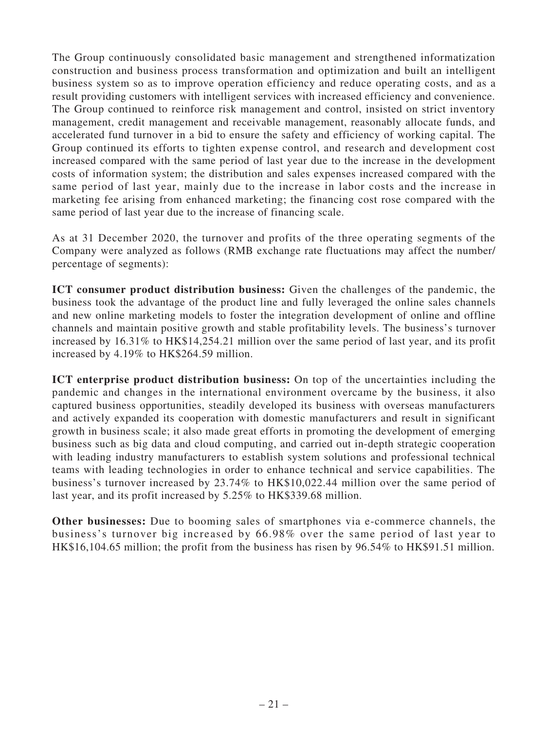The Group continuously consolidated basic management and strengthened informatization construction and business process transformation and optimization and built an intelligent business system so as to improve operation efficiency and reduce operating costs, and as a result providing customers with intelligent services with increased efficiency and convenience. The Group continued to reinforce risk management and control, insisted on strict inventory management, credit management and receivable management, reasonably allocate funds, and accelerated fund turnover in a bid to ensure the safety and efficiency of working capital. The Group continued its efforts to tighten expense control, and research and development cost increased compared with the same period of last year due to the increase in the development costs of information system; the distribution and sales expenses increased compared with the same period of last year, mainly due to the increase in labor costs and the increase in marketing fee arising from enhanced marketing; the financing cost rose compared with the same period of last year due to the increase of financing scale.

As at 31 December 2020, the turnover and profits of the three operating segments of the Company were analyzed as follows (RMB exchange rate fluctuations may affect the number/percentage of segments):

**ICT consumer product distribution business:** Given the challenges of the pandemic, the business took the advantage of the product line and fully leveraged the online sales channels and new online marketing models to foster the integration development of online and offline channels and maintain positive growth and stable profitability levels. The business's turnover increased by 16.31% to HK$14,254.21 million over the same period of last year, and its profit increased by 4.19% to HK$264.59 million.

**ICT enterprise product distribution business:** On top of the uncertainties including the pandemic and changes in the international environment overcame by the business, it also captured business opportunities, steadily developed its business with overseas manufacturers and actively expanded its cooperation with domestic manufacturers and result in significant growth in business scale; it also made great efforts in promoting the development of emerging business such as big data and cloud computing, and carried out in-depth strategic cooperation with leading industry manufacturers to establish system solutions and professional technical teams with leading technologies in order to enhance technical and service capabilities. The business's turnover increased by 23.74% to HK$10,022.44 million over the same period of last year, and its profit increased by 5.25% to HK$339.68 million.

**Other businesses:** Due to booming sales of smartphones via e-commerce channels, the business's turnover big increased by 66.98% over the same period of last year to HK$16,104.65 million; the profit from the business has risen by 96.54% to HK$91.51 million.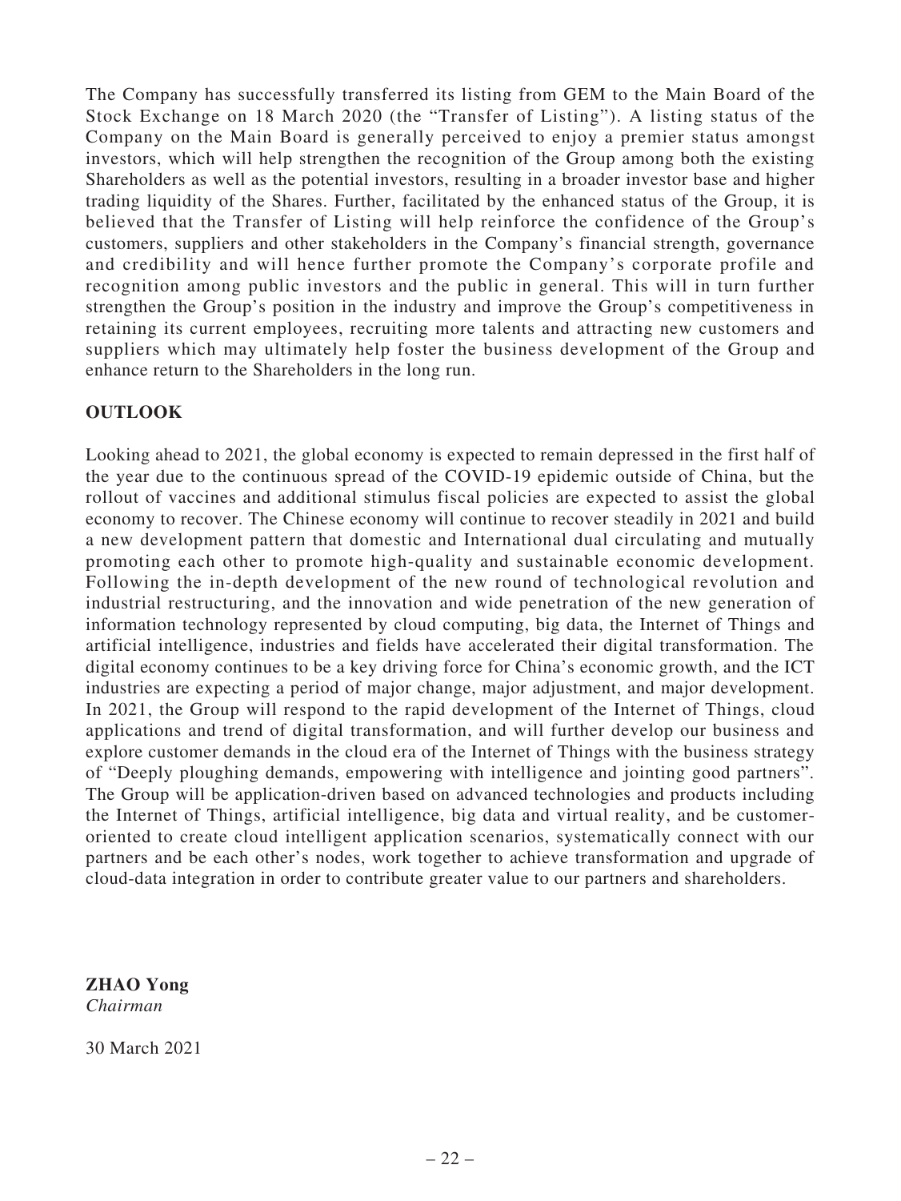The Company has successfully transferred its listing from GEM to the Main Board of the Stock Exchange on 18 March 2020 (the "Transfer of Listing"). A listing status of the Company on the Main Board is generally perceived to enjoy a premier status amongst investors, which will help strengthen the recognition of the Group among both the existing Shareholders as well as the potential investors, resulting in a broader investor base and higher trading liquidity of the Shares. Further, facilitated by the enhanced status of the Group, it is believed that the Transfer of Listing will help reinforce the confidence of the Group's customers, suppliers and other stakeholders in the Company's financial strength, governance and credibility and will hence further promote the Company's corporate profile and recognition among public investors and the public in general. This will in turn further strengthen the Group's position in the industry and improve the Group's competitiveness in retaining its current employees, recruiting more talents and attracting new customers and suppliers which may ultimately help foster the business development of the Group and enhance return to the Shareholders in the long run.

## OUTLOOK

Looking ahead to 2021, the global economy is expected to remain depressed in the first half of the year due to the continuous spread of the COVID-19 epidemic outside of China, but the rollout of vaccines and additional stimulus fiscal policies are expected to assist the global economy to recover. The Chinese economy will continue to recover steadily in 2021 and build a new development pattern that domestic and International dual circulating and mutually promoting each other to promote high-quality and sustainable economic development. Following the in-depth development of the new round of technological revolution and industrial restructuring, and the innovation and wide penetration of the new generation of information technology represented by cloud computing, big data, the Internet of Things and artificial intelligence, industries and fields have accelerated their digital transformation. The digital economy continues to be a key driving force for China's economic growth, and the ICT industries are expecting a period of major change, major adjustment, and major development. In 2021, the Group will respond to the rapid development of the Internet of Things, cloud applications and trend of digital transformation, and will further develop our business and explore customer demands in the cloud era of the Internet of Things with the business strategy of "Deeply ploughing demands, empowering with intelligence and jointing good partners". The Group will be application-driven based on advanced technologies and products including the Internet of Things, artificial intelligence, big data and virtual reality, and be customer-oriented to create cloud intelligent application scenarios, systematically connect with our partners and be each other's nodes, work together to achieve transformation and upgrade of cloud-data integration in order to contribute greater value to our partners and shareholders.

**ZHAO Yong**
*Chairman*

30 March 2021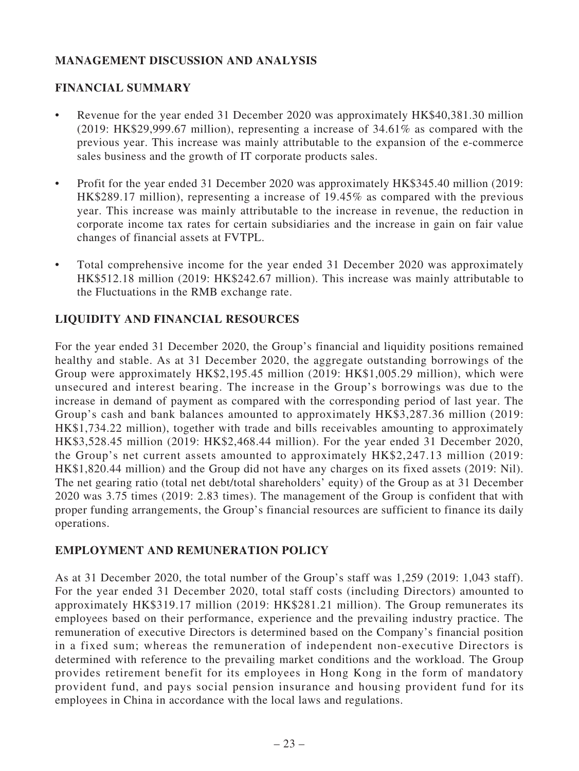## MANAGEMENT DISCUSSION AND ANALYSIS

## FINANCIAL SUMMARY

- Revenue for the year ended 31 December 2020 was approximately HK$40,381.30 million (2019: HK$29,999.67 million), representing a increase of 34.61% as compared with the previous year. This increase was mainly attributable to the expansion of the e-commerce sales business and the growth of IT corporate products sales.
- Profit for the year ended 31 December 2020 was approximately HK$345.40 million (2019: HK$289.17 million), representing a increase of 19.45% as compared with the previous year. This increase was mainly attributable to the increase in revenue, the reduction in corporate income tax rates for certain subsidiaries and the increase in gain on fair value changes of financial assets at FVTPL.
- Total comprehensive income for the year ended 31 December 2020 was approximately HK$512.18 million (2019: HK$242.67 million). This increase was mainly attributable to the Fluctuations in the RMB exchange rate.

## LIQUIDITY AND FINANCIAL RESOURCES

For the year ended 31 December 2020, the Group's financial and liquidity positions remained healthy and stable. As at 31 December 2020, the aggregate outstanding borrowings of the Group were approximately HK$2,195.45 million (2019: HK$1,005.29 million), which were unsecured and interest bearing. The increase in the Group's borrowings was due to the increase in demand of payment as compared with the corresponding period of last year. The Group's cash and bank balances amounted to approximately HK$3,287.36 million (2019: HK$1,734.22 million), together with trade and bills receivables amounting to approximately HK$3,528.45 million (2019: HK$2,468.44 million). For the year ended 31 December 2020, the Group's net current assets amounted to approximately HK$2,247.13 million (2019: HK$1,820.44 million) and the Group did not have any charges on its fixed assets (2019: Nil). The net gearing ratio (total net debt/total shareholders' equity) of the Group as at 31 December 2020 was 3.75 times (2019: 2.83 times). The management of the Group is confident that with proper funding arrangements, the Group's financial resources are sufficient to finance its daily operations.

## EMPLOYMENT AND REMUNERATION POLICY

As at 31 December 2020, the total number of the Group's staff was 1,259 (2019: 1,043 staff). For the year ended 31 December 2020, total staff costs (including Directors) amounted to approximately HK$319.17 million (2019: HK$281.21 million). The Group remunerates its employees based on their performance, experience and the prevailing industry practice. The remuneration of executive Directors is determined based on the Company's financial position in a fixed sum; whereas the remuneration of independent non-executive Directors is determined with reference to the prevailing market conditions and the workload. The Group provides retirement benefit for its employees in Hong Kong in the form of mandatory provident fund, and pays social pension insurance and housing provident fund for its employees in China in accordance with the local laws and regulations.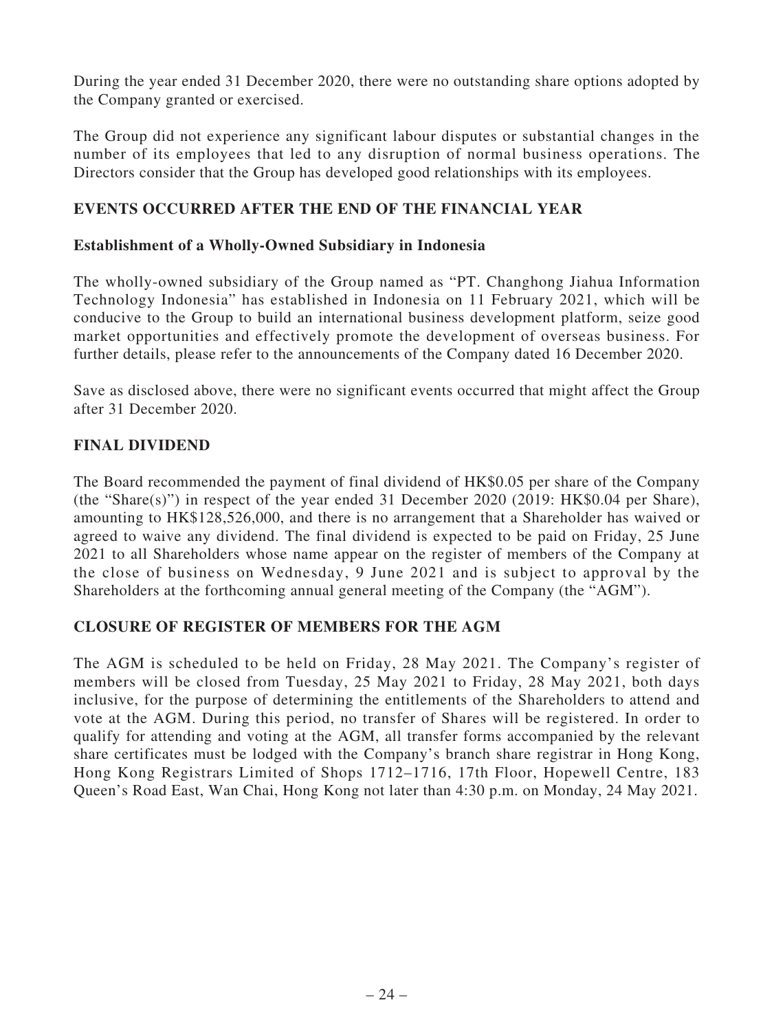During the year ended 31 December 2020, there were no outstanding share options adopted by the Company granted or exercised.

The Group did not experience any significant labour disputes or substantial changes in the number of its employees that led to any disruption of normal business operations. The Directors consider that the Group has developed good relationships with its employees.

## EVENTS OCCURRED AFTER THE END OF THE FINANCIAL YEAR

### Establishment of a Wholly-Owned Subsidiary in Indonesia

The wholly-owned subsidiary of the Group named as "PT. Changhong Jiahua Information Technology Indonesia" has established in Indonesia on 11 February 2021, which will be conducive to the Group to build an international business development platform, seize good market opportunities and effectively promote the development of overseas business. For further details, please refer to the announcements of the Company dated 16 December 2020.

Save as disclosed above, there were no significant events occurred that might affect the Group after 31 December 2020.

## FINAL DIVIDEND

The Board recommended the payment of final dividend of HK$0.05 per share of the Company (the "Share(s)") in respect of the year ended 31 December 2020 (2019: HK$0.04 per Share), amounting to HK$128,526,000, and there is no arrangement that a Shareholder has waived or agreed to waive any dividend. The final dividend is expected to be paid on Friday, 25 June 2021 to all Shareholders whose name appear on the register of members of the Company at the close of business on Wednesday, 9 June 2021 and is subject to approval by the Shareholders at the forthcoming annual general meeting of the Company (the "AGM").

## CLOSURE OF REGISTER OF MEMBERS FOR THE AGM

The AGM is scheduled to be held on Friday, 28 May 2021. The Company's register of members will be closed from Tuesday, 25 May 2021 to Friday, 28 May 2021, both days inclusive, for the purpose of determining the entitlements of the Shareholders to attend and vote at the AGM. During this period, no transfer of Shares will be registered. In order to qualify for attending and voting at the AGM, all transfer forms accompanied by the relevant share certificates must be lodged with the Company's branch share registrar in Hong Kong, Hong Kong Registrars Limited of Shops 1712–1716, 17th Floor, Hopewell Centre, 183 Queen's Road East, Wan Chai, Hong Kong not later than 4:30 p.m. on Monday, 24 May 2021.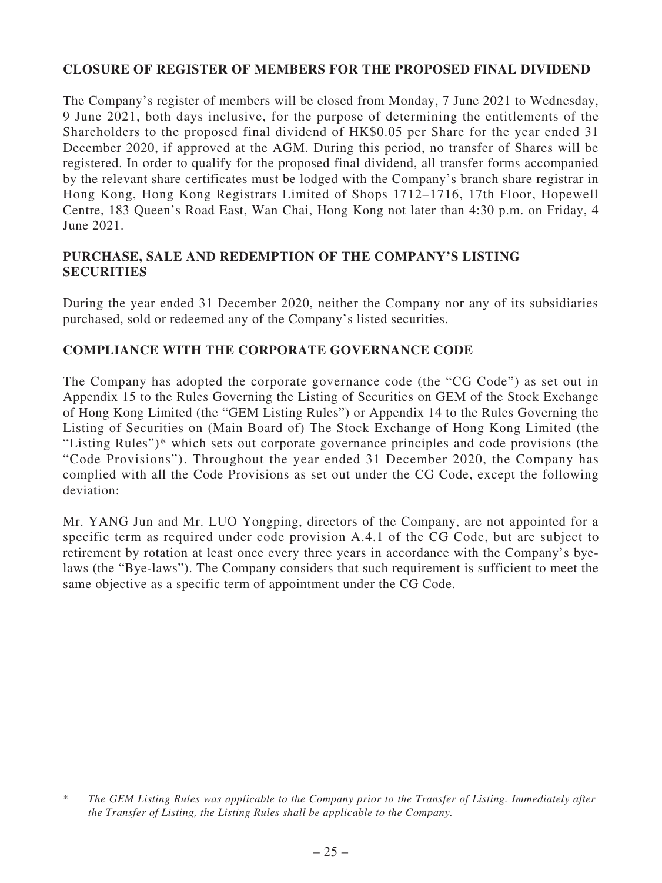## CLOSURE OF REGISTER OF MEMBERS FOR THE PROPOSED FINAL DIVIDEND

The Company's register of members will be closed from Monday, 7 June 2021 to Wednesday, 9 June 2021, both days inclusive, for the purpose of determining the entitlements of the Shareholders to the proposed final dividend of HK$0.05 per Share for the year ended 31 December 2020, if approved at the AGM. During this period, no transfer of Shares will be registered. In order to qualify for the proposed final dividend, all transfer forms accompanied by the relevant share certificates must be lodged with the Company's branch share registrar in Hong Kong, Hong Kong Registrars Limited of Shops 1712–1716, 17th Floor, Hopewell Centre, 183 Queen's Road East, Wan Chai, Hong Kong not later than 4:30 p.m. on Friday, 4 June 2021.

## PURCHASE, SALE AND REDEMPTION OF THE COMPANY'S LISTING SECURITIES

During the year ended 31 December 2020, neither the Company nor any of its subsidiaries purchased, sold or redeemed any of the Company's listed securities.

## COMPLIANCE WITH THE CORPORATE GOVERNANCE CODE

The Company has adopted the corporate governance code (the "CG Code") as set out in Appendix 15 to the Rules Governing the Listing of Securities on GEM of the Stock Exchange of Hong Kong Limited (the "GEM Listing Rules") or Appendix 14 to the Rules Governing the Listing of Securities on (Main Board of) The Stock Exchange of Hong Kong Limited (the "Listing Rules")* which sets out corporate governance principles and code provisions (the "Code Provisions"). Throughout the year ended 31 December 2020, the Company has complied with all the Code Provisions as set out under the CG Code, except the following deviation:

Mr. YANG Jun and Mr. LUO Yongping, directors of the Company, are not appointed for a specific term as required under code provision A.4.1 of the CG Code, but are subject to retirement by rotation at least once every three years in accordance with the Company's bye-laws (the "Bye-laws"). The Company considers that such requirement is sufficient to meet the same objective as a specific term of appointment under the CG Code.

\* *The GEM Listing Rules was applicable to the Company prior to the Transfer of Listing. Immediately after the Transfer of Listing, the Listing Rules shall be applicable to the Company.*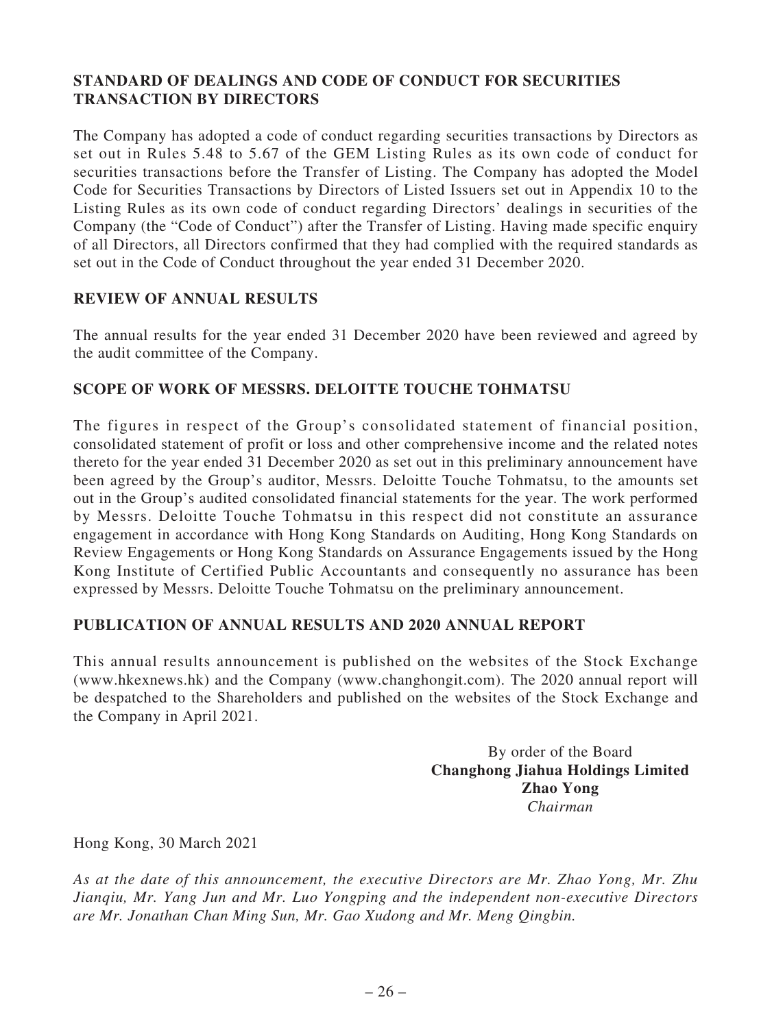## STANDARD OF DEALINGS AND CODE OF CONDUCT FOR SECURITIES TRANSACTION BY DIRECTORS

The Company has adopted a code of conduct regarding securities transactions by Directors as set out in Rules 5.48 to 5.67 of the GEM Listing Rules as its own code of conduct for securities transactions before the Transfer of Listing. The Company has adopted the Model Code for Securities Transactions by Directors of Listed Issuers set out in Appendix 10 to the Listing Rules as its own code of conduct regarding Directors' dealings in securities of the Company (the "Code of Conduct") after the Transfer of Listing. Having made specific enquiry of all Directors, all Directors confirmed that they had complied with the required standards as set out in the Code of Conduct throughout the year ended 31 December 2020.

## REVIEW OF ANNUAL RESULTS

The annual results for the year ended 31 December 2020 have been reviewed and agreed by the audit committee of the Company.

## SCOPE OF WORK OF MESSRS. DELOITTE TOUCHE TOHMATSU

The figures in respect of the Group's consolidated statement of financial position, consolidated statement of profit or loss and other comprehensive income and the related notes thereto for the year ended 31 December 2020 as set out in this preliminary announcement have been agreed by the Group's auditor, Messrs. Deloitte Touche Tohmatsu, to the amounts set out in the Group's audited consolidated financial statements for the year. The work performed by Messrs. Deloitte Touche Tohmatsu in this respect did not constitute an assurance engagement in accordance with Hong Kong Standards on Auditing, Hong Kong Standards on Review Engagements or Hong Kong Standards on Assurance Engagements issued by the Hong Kong Institute of Certified Public Accountants and consequently no assurance has been expressed by Messrs. Deloitte Touche Tohmatsu on the preliminary announcement.

## PUBLICATION OF ANNUAL RESULTS AND 2020 ANNUAL REPORT

This annual results announcement is published on the websites of the Stock Exchange (www.hkexnews.hk) and the Company (www.changhongit.com). The 2020 annual report will be despatched to the Shareholders and published on the websites of the Stock Exchange and the Company in April 2021.

By order of the Board
**Changhong Jiahua Holdings Limited**
**Zhao Yong**
*Chairman*

Hong Kong, 30 March 2021

*As at the date of this announcement, the executive Directors are Mr. Zhao Yong, Mr. Zhu Jianqiu, Mr. Yang Jun and Mr. Luo Yongping and the independent non-executive Directors are Mr. Jonathan Chan Ming Sun, Mr. Gao Xudong and Mr. Meng Qingbin.*